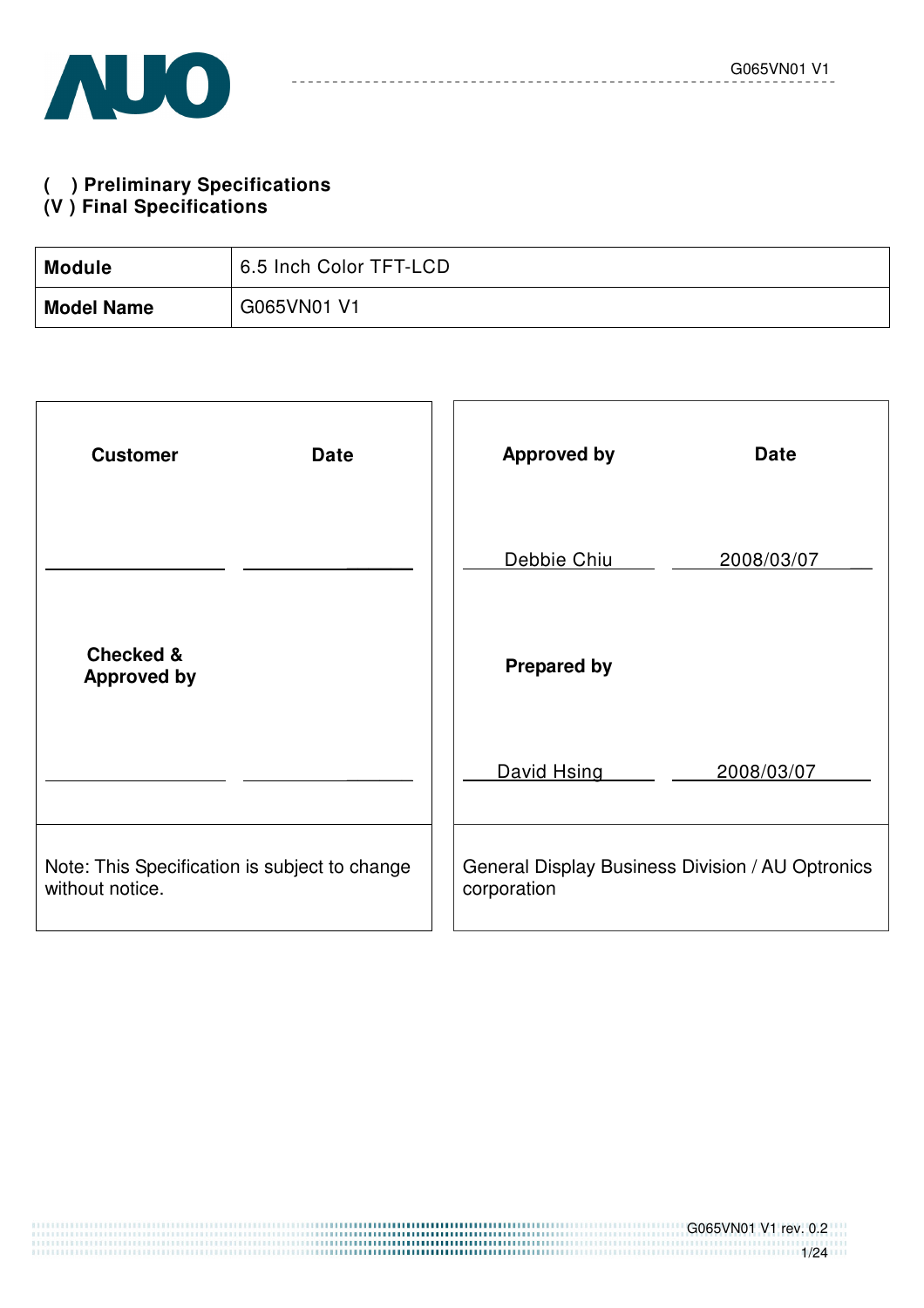**( ) Preliminary Specifications**
**(V ) Final Specifications**

| **Module** | 6.5 Inch Color TFT-LCD |
|---|---|
| **Model Name** | G065VN01 V1 |

| **Customer** | **Date** | **Approved by** | **Date** |
|---|---|---|---|
| | | Debbie Chiu | 2008/03/07 |
| **Checked & Approved by** | | **Prepared by** | |
| | | David Hsing | 2008/03/07 |
| Note: This Specification is subject to change without notice. | | General Display Business Division / AU Optronics corporation | |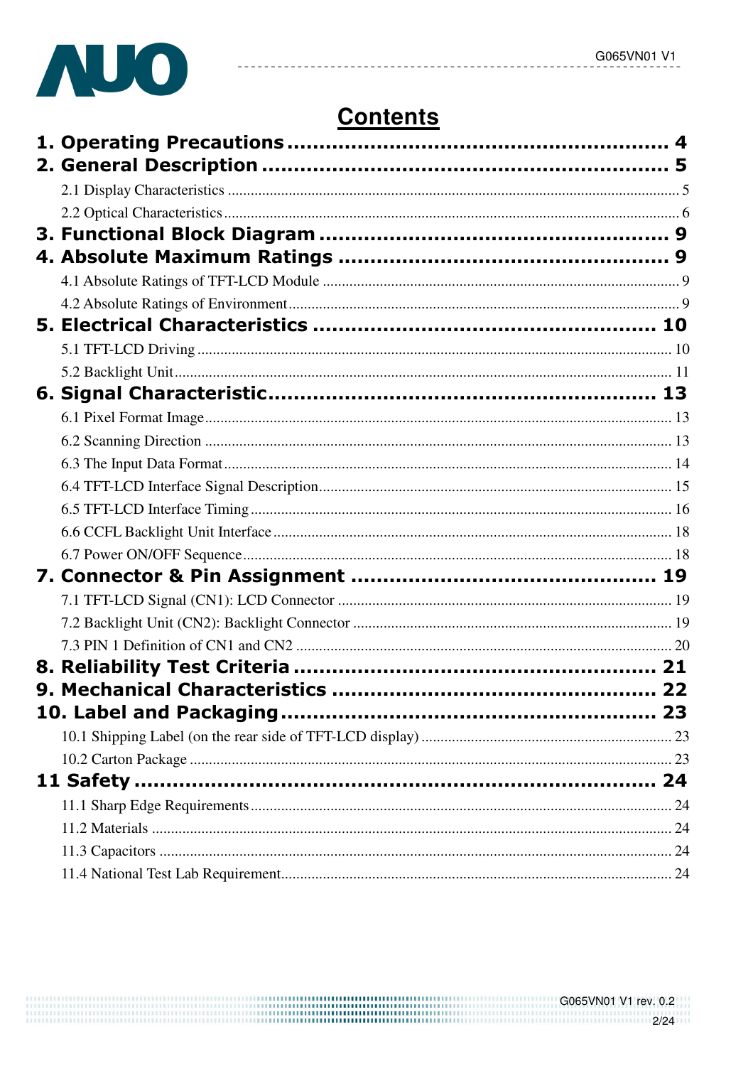# Contents

**1. Operating Precautions ........................................................ 4**

**2. General Description ........................................................ 5**

2.1 Display Characteristics ........................................................ 5

2.2 Optical Characteristics ........................................................ 6

**3. Functional Block Diagram ........................................................ 9**

**4. Absolute Maximum Ratings ........................................................ 9**

4.1 Absolute Ratings of TFT-LCD Module ........................................................ 9

4.2 Absolute Ratings of Environment ........................................................ 9

**5. Electrical Characteristics ........................................................ 10**

5.1 TFT-LCD Driving ........................................................ 10

5.2 Backlight Unit ........................................................ 11

**6. Signal Characteristic ........................................................ 13**

6.1 Pixel Format Image ........................................................ 13

6.2 Scanning Direction ........................................................ 13

6.3 The Input Data Format ........................................................ 14

6.4 TFT-LCD Interface Signal Description ........................................................ 15

6.5 TFT-LCD Interface Timing ........................................................ 16

6.6 CCFL Backlight Unit Interface ........................................................ 18

6.7 Power ON/OFF Sequence ........................................................ 18

**7. Connector & Pin Assignment ........................................................ 19**

7.1 TFT-LCD Signal (CN1): LCD Connector ........................................................ 19

7.2 Backlight Unit (CN2): Backlight Connector ........................................................ 19

7.3 PIN 1 Definition of CN1 and CN2 ........................................................ 20

**8. Reliability Test Criteria ........................................................ 21**

**9. Mechanical Characteristics ........................................................ 22**

**10. Label and Packaging ........................................................ 23**

10.1 Shipping Label (on the rear side of TFT-LCD display) ........................................................ 23

10.2 Carton Package ........................................................ 23

**11 Safety ........................................................ 24**

11.1 Sharp Edge Requirements ........................................................ 24

11.2 Materials ........................................................ 24

11.3 Capacitors ........................................................ 24

11.4 National Test Lab Requirement ........................................................ 24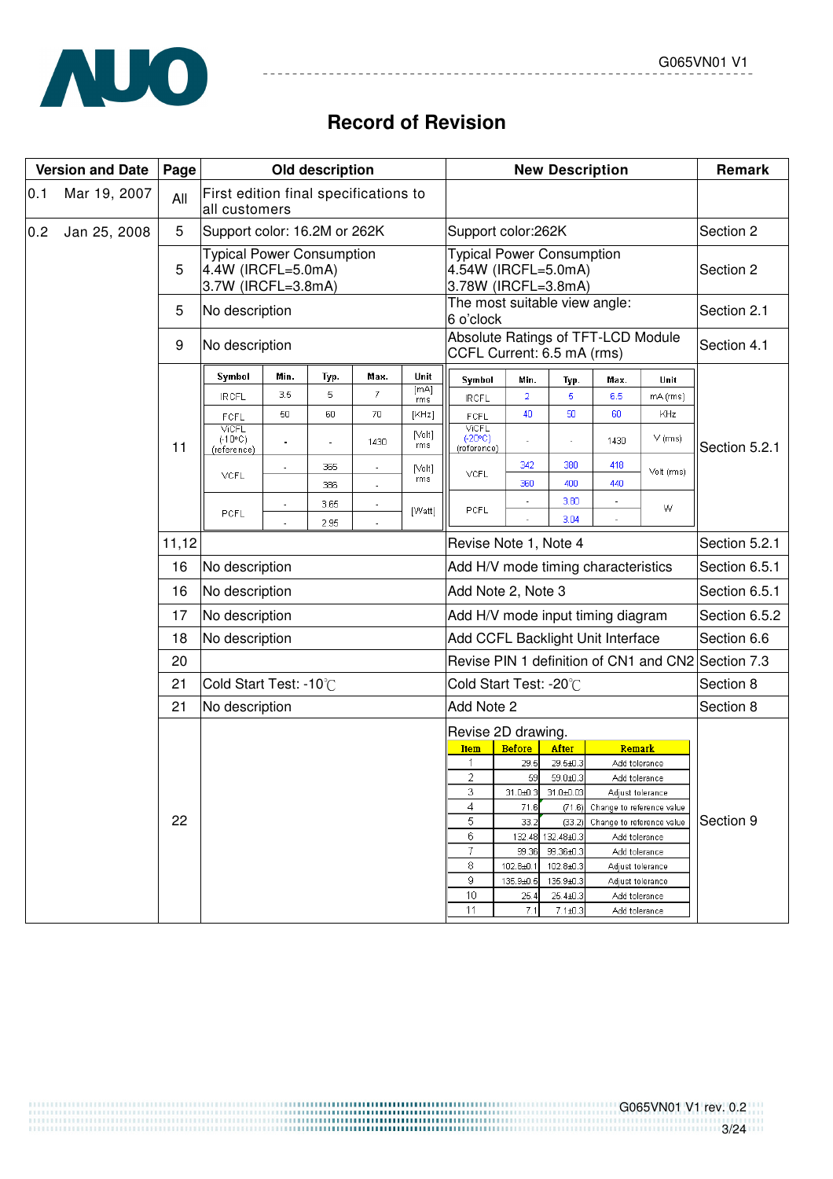# Record of Revision

| Version and Date | Page | Old description | New Description | Remark |
|---|---|---|---|---|
| 0.1 Mar 19, 2007 | All | First edition final specifications to all customers | | |
| 0.2 Jan 25, 2008 | 5 | Support color: 16.2M or 262K | Support color:262K | Section 2 |
| | 5 | Typical Power Consumption 4.4W (IRCFL=5.0mA) 3.7W (IRCFL=3.8mA) | Typical Power Consumption 4.54W (IRCFL=5.0mA) 3.78W (IRCFL=3.8mA) | Section 2 |
| | 5 | No description | The most suitable view angle: 6 o'clock | Section 2.1 |
| | 9 | No description | Absolute Ratings of TFT-LCD Module CCFL Current: 6.5 mA (rms) | Section 4.1 |
| | 11 | Symbol / Min. / Typ. / Max. / Unit:<br>IRCFL: 3.5 / 5 / 7 / [mA] rms<br>FCFL: 50 / 60 / 70 / [KHz]<br>ViCFL (-10ºC) (reference): - / - / 1430 / [Volt] rms<br>VCFL: - / 365 / - ; - / 386 / - / [Volt] rms<br>PCFL: - / 3.65 / - ; - / 2.95 / - / [Watt] | Symbol / Min. / Typ. / Max. / Unit:<br>IRCFL: 2 / 5 / 6.5 / mA (rms)<br>FCFL: 40 / 50 / 60 / KHz<br>ViCFL (-20ºC) (reference): - / - / 1430 / V (rms)<br>VCFL: 342 / 380 / 418 ; 360 / 400 / 440 / Volt (rms)<br>PCFL: - / 3.80 / - ; - / 3.04 / - / W | Section 5.2.1 |
| | 11,12 | | Revise Note 1, Note 4 | Section 5.2.1 |
| | 16 | No description | Add H/V mode timing characteristics | Section 6.5.1 |
| | 16 | No description | Add Note 2, Note 3 | Section 6.5.1 |
| | 17 | No description | Add H/V mode input timing diagram | Section 6.5.2 |
| | 18 | No description | Add CCFL Backlight Unit Interface | Section 6.6 |
| | 20 | | Revise PIN 1 definition of CN1 and CN2 | Section 7.3 |
| | 21 | Cold Start Test: -10℃ | Cold Start Test: -20℃ | Section 8 |
| | 21 | No description | Add Note 2 | Section 8 |
| | 22 | | Revise 2D drawing. (see table below) | Section 9 |

Revise 2D drawing (page 22, Section 9):

| Item | Before | After | Remark |
|---|---|---|---|
| 1 | 29.5 | 29.5±0.3 | Add tolerance |
| 2 | 59 | 59.0±0.3 | Add tolerance |
| 3 | 31.0±0.3 | 31.0±0.03 | Adjust tolerance |
| 4 | 71.6 | (71.6) | Change to reference value |
| 5 | 33.2 | (33.2) | Change to reference value |
| 6 | 132.48 | 132.48±0.3 | Add tolerance |
| 7 | 99.36 | 99.36±0.3 | Add tolerance |
| 8 | 102.8±0.1 | 102.8±0.3 | Adjust tolerance |
| 9 | 135.9±0.5 | 135.9±0.3 | Adjust tolerance |
| 10 | 25.4 | 25.4±0.3 | Add tolerance |
| 11 | 7.1 | 7.1±0.3 | Add tolerance |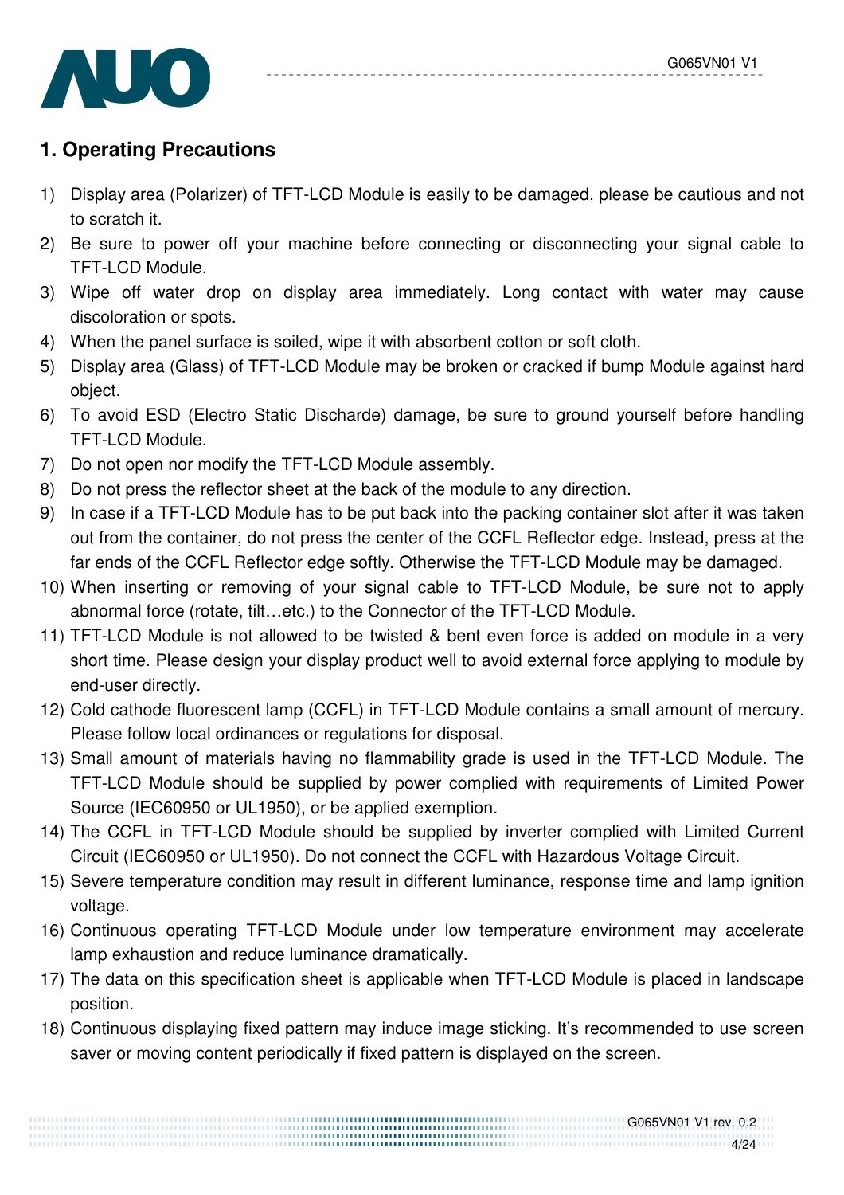## 1. Operating Precautions

1) Display area (Polarizer) of TFT-LCD Module is easily to be damaged, please be cautious and not to scratch it.
2) Be sure to power off your machine before connecting or disconnecting your signal cable to TFT-LCD Module.
3) Wipe off water drop on display area immediately. Long contact with water may cause discoloration or spots.
4) When the panel surface is soiled, wipe it with absorbent cotton or soft cloth.
5) Display area (Glass) of TFT-LCD Module may be broken or cracked if bump Module against hard object.
6) To avoid ESD (Electro Static Discharde) damage, be sure to ground yourself before handling TFT-LCD Module.
7) Do not open nor modify the TFT-LCD Module assembly.
8) Do not press the reflector sheet at the back of the module to any direction.
9) In case if a TFT-LCD Module has to be put back into the packing container slot after it was taken out from the container, do not press the center of the CCFL Reflector edge. Instead, press at the far ends of the CCFL Reflector edge softly. Otherwise the TFT-LCD Module may be damaged.
10) When inserting or removing of your signal cable to TFT-LCD Module, be sure not to apply abnormal force (rotate, tilt…etc.) to the Connector of the TFT-LCD Module.
11) TFT-LCD Module is not allowed to be twisted & bent even force is added on module in a very short time. Please design your display product well to avoid external force applying to module by end-user directly.
12) Cold cathode fluorescent lamp (CCFL) in TFT-LCD Module contains a small amount of mercury. Please follow local ordinances or regulations for disposal.
13) Small amount of materials having no flammability grade is used in the TFT-LCD Module. The TFT-LCD Module should be supplied by power complied with requirements of Limited Power Source (IEC60950 or UL1950), or be applied exemption.
14) The CCFL in TFT-LCD Module should be supplied by inverter complied with Limited Current Circuit (IEC60950 or UL1950). Do not connect the CCFL with Hazardous Voltage Circuit.
15) Severe temperature condition may result in different luminance, response time and lamp ignition voltage.
16) Continuous operating TFT-LCD Module under low temperature environment may accelerate lamp exhaustion and reduce luminance dramatically.
17) The data on this specification sheet is applicable when TFT-LCD Module is placed in landscape position.
18) Continuous displaying fixed pattern may induce image sticking. It's recommended to use screen saver or moving content periodically if fixed pattern is displayed on the screen.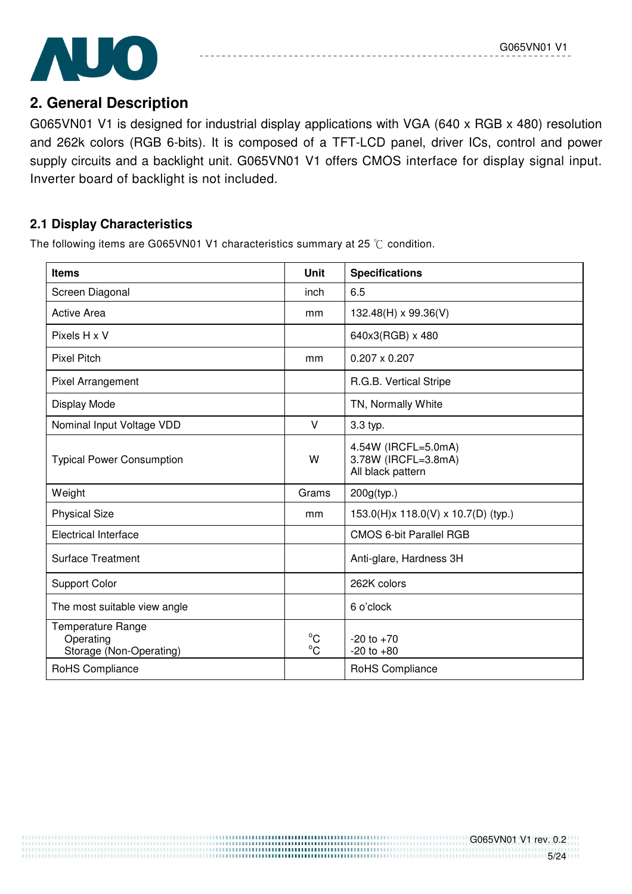## 2. General Description

G065VN01 V1 is designed for industrial display applications with VGA (640 x RGB x 480) resolution and 262k colors (RGB 6-bits). It is composed of a TFT-LCD panel, driver ICs, control and power supply circuits and a backlight unit. G065VN01 V1 offers CMOS interface for display signal input. Inverter board of backlight is not included.

### 2.1 Display Characteristics

The following items are G065VN01 V1 characteristics summary at 25 ℃ condition.

| Items | Unit | Specifications |
|---|---|---|
| Screen Diagonal | inch | 6.5 |
| Active Area | mm | 132.48(H) x 99.36(V) |
| Pixels H x V | | 640x3(RGB) x 480 |
| Pixel Pitch | mm | 0.207 x 0.207 |
| Pixel Arrangement | | R.G.B. Vertical Stripe |
| Display Mode | | TN, Normally White |
| Nominal Input Voltage VDD | V | 3.3 typ. |
| Typical Power Consumption | W | 4.54W (IRCFL=5.0mA)<br>3.78W (IRCFL=3.8mA)<br>All black pattern |
| Weight | Grams | 200g(typ.) |
| Physical Size | mm | 153.0(H)x 118.0(V) x 10.7(D) (typ.) |
| Electrical Interface | | CMOS 6-bit Parallel RGB |
| Surface Treatment | | Anti-glare, Hardness 3H |
| Support Color | | 262K colors |
| The most suitable view angle | | 6 o'clock |
| Temperature Range<br>Operating<br>Storage (Non-Operating) | <br>°C<br>°C | <br>-20 to +70<br>-20 to +80 |
| RoHS Compliance | | RoHS Compliance |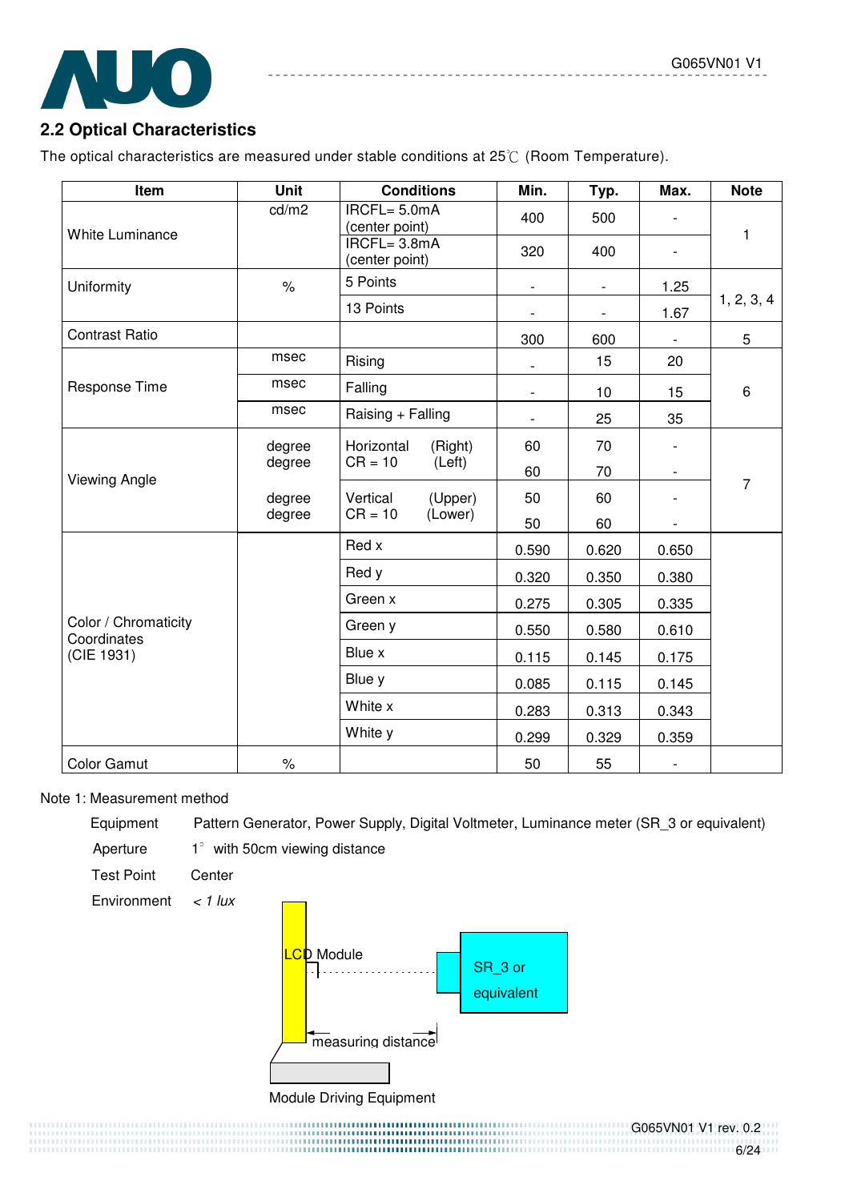## 2.2 Optical Characteristics

The optical characteristics are measured under stable conditions at 25℃ (Room Temperature).

| Item | Unit | Conditions | Min. | Typ. | Max. | Note |
|---|---|---|---|---|---|---|
| White Luminance | cd/m2 | IRCFL= 5.0mA (center point) | 400 | 500 | - | 1 |
| | | IRCFL= 3.8mA (center point) | 320 | 400 | - | |
| Uniformity | % | 5 Points | - | - | 1.25 | 1, 2, 3, 4 |
| | | 13 Points | - | - | 1.67 | |
| Contrast Ratio | | | 300 | 600 | - | 5 |
| Response Time | msec | Rising | - | 15 | 20 | 6 |
| | msec | Falling | - | 10 | 15 | |
| | msec | Raising + Falling | - | 25 | 35 | |
| Viewing Angle | degree | Horizontal CR = 10 (Right) | 60 | 70 | - | 7 |
| | degree | Horizontal CR = 10 (Left) | 60 | 70 | - | |
| | degree | Vertical CR = 10 (Upper) | 50 | 60 | - | |
| | degree | Vertical CR = 10 (Lower) | 50 | 60 | - | |
| Color / Chromaticity Coordinates (CIE 1931) | | Red x | 0.590 | 0.620 | 0.650 | |
| | | Red y | 0.320 | 0.350 | 0.380 | |
| | | Green x | 0.275 | 0.305 | 0.335 | |
| | | Green y | 0.550 | 0.580 | 0.610 | |
| | | Blue x | 0.115 | 0.145 | 0.175 | |
| | | Blue y | 0.085 | 0.115 | 0.145 | |
| | | White x | 0.283 | 0.313 | 0.343 | |
| | | White y | 0.299 | 0.329 | 0.359 | |
| Color Gamut | % | | 50 | 55 | - | |

Note 1: Measurement method

| | |
|---|---|
| Equipment | Pattern Generator, Power Supply, Digital Voltmeter, Luminance meter (SR_3 or equivalent) |
| Aperture | 1° with 50cm viewing distance |
| Test Point | Center |
| Environment | *< 1 lux* |

LCD Module

SR_3 or equivalent

measuring distance

Module Driving Equipment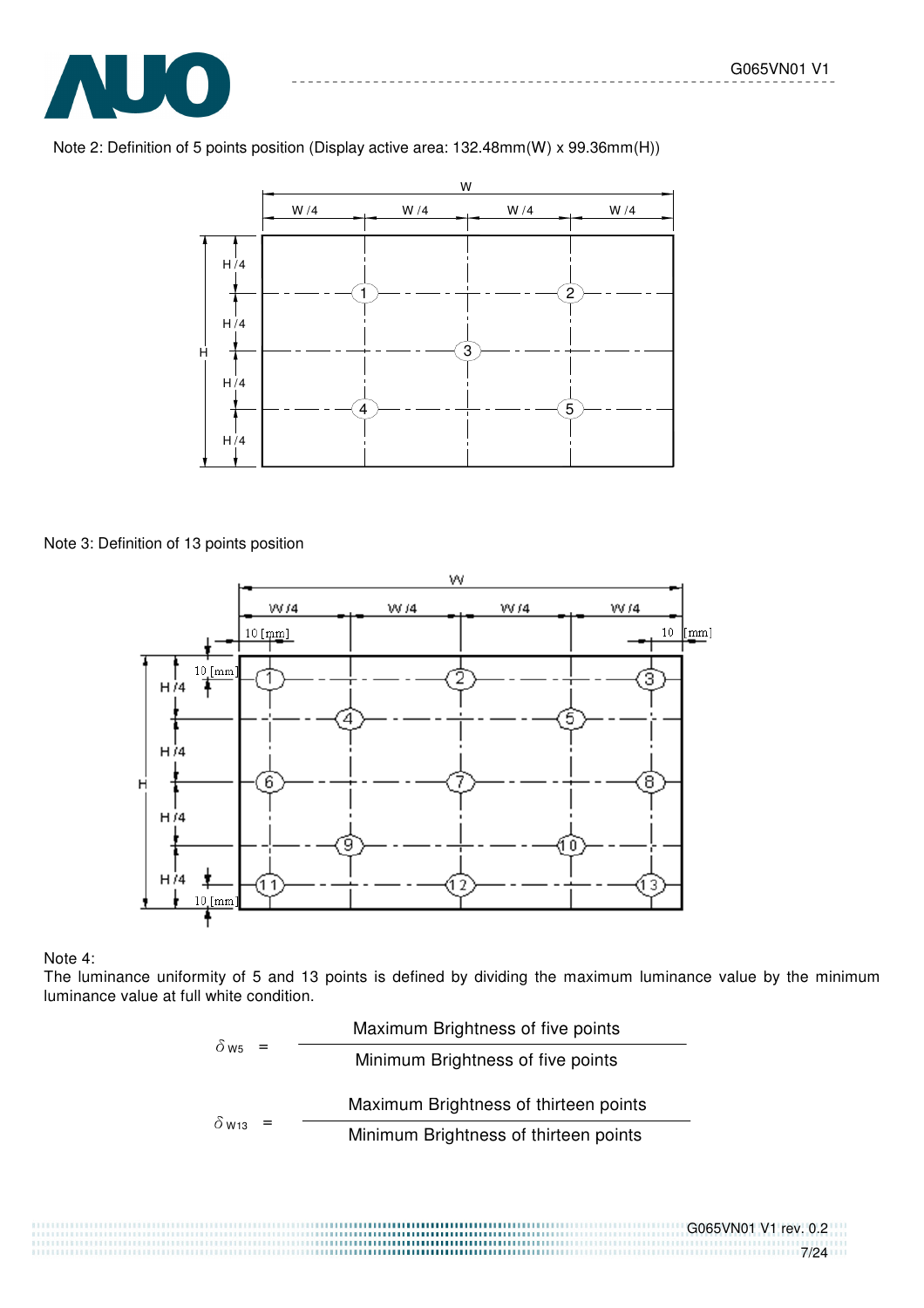Note 2: Definition of 5 points position (Display active area: 132.48mm(W) x 99.36mm(H))

Note 3: Definition of 13 points position

Note 4:

The luminance uniformity of 5 and 13 points is defined by dividing the maximum luminance value by the minimum luminance value at full white condition.

$$\delta_{W5} = \frac{\text{Maximum Brightness of five points}}{\text{Minimum Brightness of five points}}$$

$$\delta_{W13} = \frac{\text{Maximum Brightness of thirteen points}}{\text{Minimum Brightness of thirteen points}}$$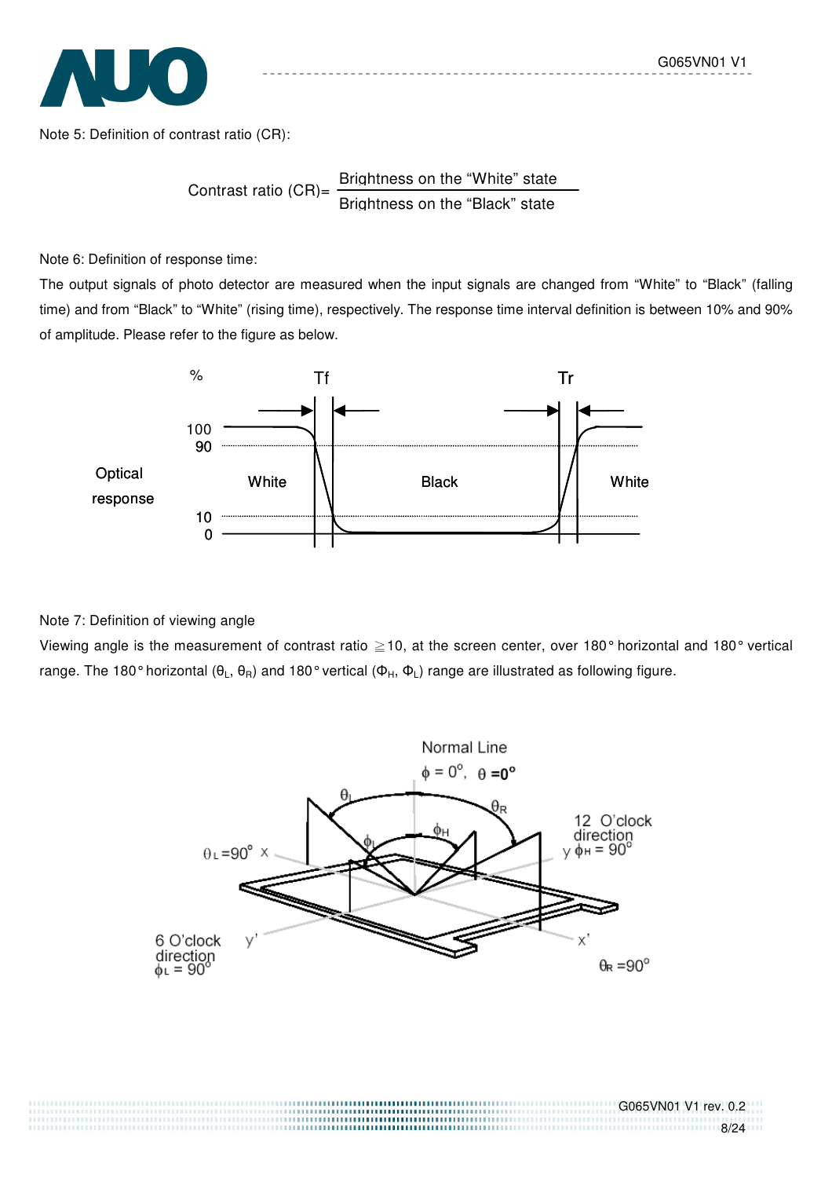Note 5: Definition of contrast ratio (CR):

$$\text{Contrast ratio (CR)} = \frac{\text{Brightness on the "White" state}}{\text{Brightness on the "Black" state}}$$

Note 6: Definition of response time:

The output signals of photo detector are measured when the input signals are changed from "White" to "Black" (falling time) and from "Black" to "White" (rising time), respectively. The response time interval definition is between 10% and 90% of amplitude. Please refer to the figure as below.

Note 7: Definition of viewing angle

Viewing angle is the measurement of contrast ratio ≧10, at the screen center, over 180° horizontal and 180° vertical range. The 180° horizontal ($\theta_L$, $\theta_R$) and 180° vertical ($\Phi_H$, $\Phi_L$) range are illustrated as following figure.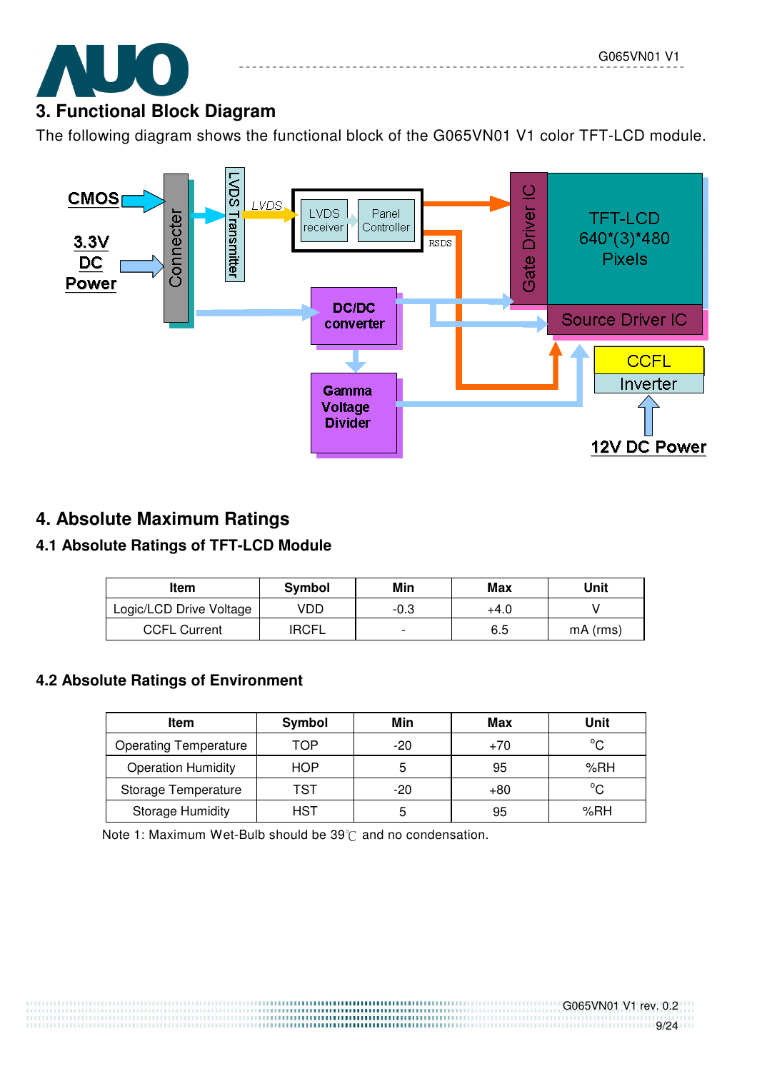## 3. Functional Block Diagram

The following diagram shows the functional block of the G065VN01 V1 color TFT-LCD module.

## 4. Absolute Maximum Ratings

### 4.1 Absolute Ratings of TFT-LCD Module

| Item | Symbol | Min | Max | Unit |
|---|---|---|---|---|
| Logic/LCD Drive Voltage | VDD | -0.3 | +4.0 | V |
| CCFL Current | IRCFL | - | 6.5 | mA (rms) |

### 4.2 Absolute Ratings of Environment

| Item | Symbol | Min | Max | Unit |
|---|---|---|---|---|
| Operating Temperature | TOP | -20 | +70 | °C |
| Operation Humidity | HOP | 5 | 95 | %RH |
| Storage Temperature | TST | -20 | +80 | °C |
| Storage Humidity | HST | 5 | 95 | %RH |

Note 1: Maximum Wet-Bulb should be 39℃ and no condensation.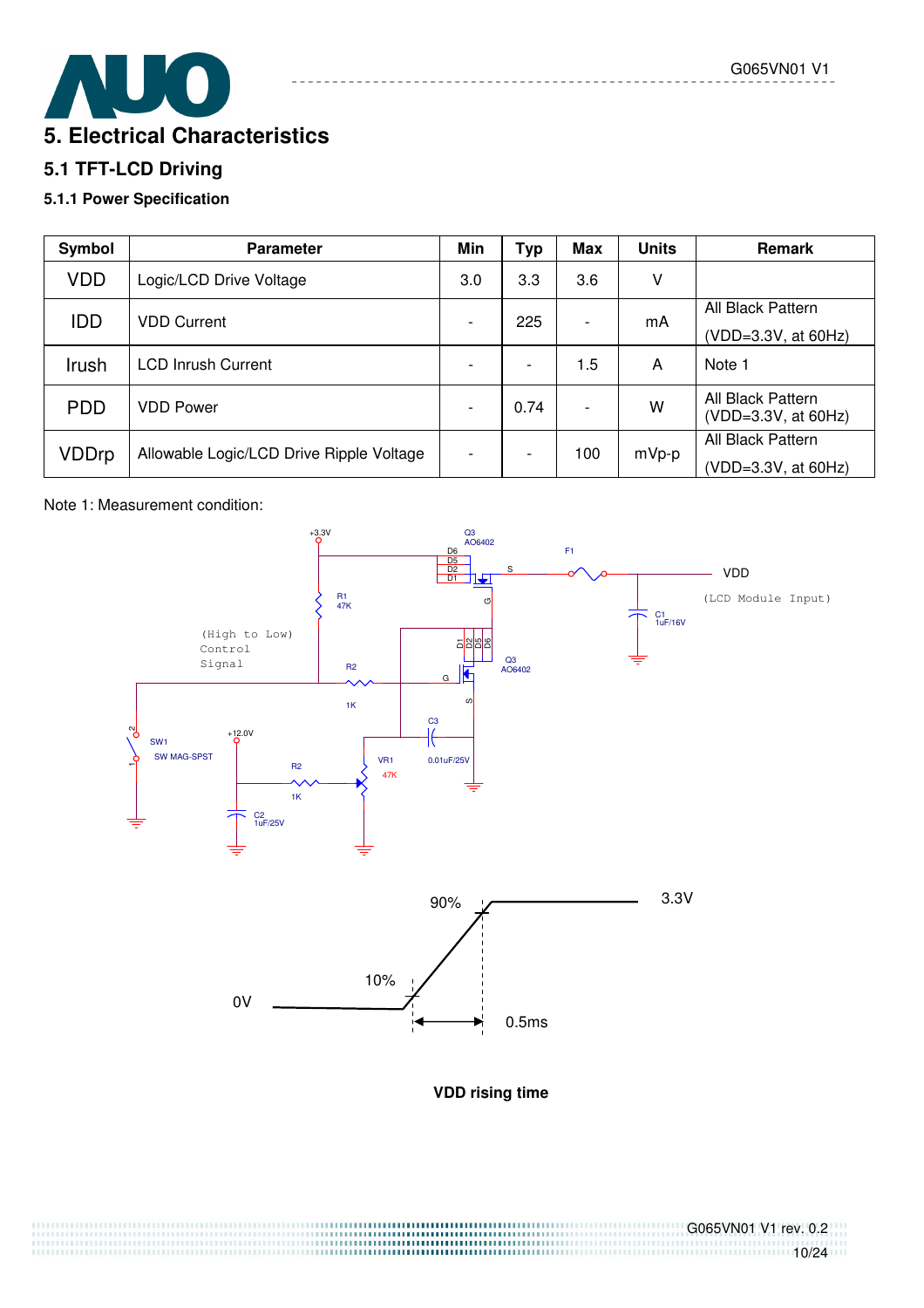# 5. Electrical Characteristics

## 5.1 TFT-LCD Driving

### 5.1.1 Power Specification

| Symbol | Parameter | Min | Typ | Max | Units | Remark |
|---|---|---|---|---|---|---|
| VDD | Logic/LCD Drive Voltage | 3.0 | 3.3 | 3.6 | V | |
| IDD | VDD Current | - | 225 | - | mA | All Black Pattern (VDD=3.3V, at 60Hz) |
| Irush | LCD Inrush Current | - | - | 1.5 | A | Note 1 |
| PDD | VDD Power | - | 0.74 | - | W | All Black Pattern (VDD=3.3V, at 60Hz) |
| VDDrp | Allowable Logic/LCD Drive Ripple Voltage | - | - | 100 | mVp-p | All Black Pattern (VDD=3.3V, at 60Hz) |

Note 1: Measurement condition:

+3.3V, Q3 AO6402, D6, D5, D2, D1, S, G, F1, VDD (LCD Module Input), R1 47K, C1 1uF/16V, (High to Low) Control Signal, R2 1K, Q3 AO6402, G, S, C3 0.01uF/25V, SW1 SW MAG-SPST, +12.0V, R2 1K, VR1 47K, C2 1uF/25V

90% 3.3V

10%

0V 0.5ms

**VDD rising time**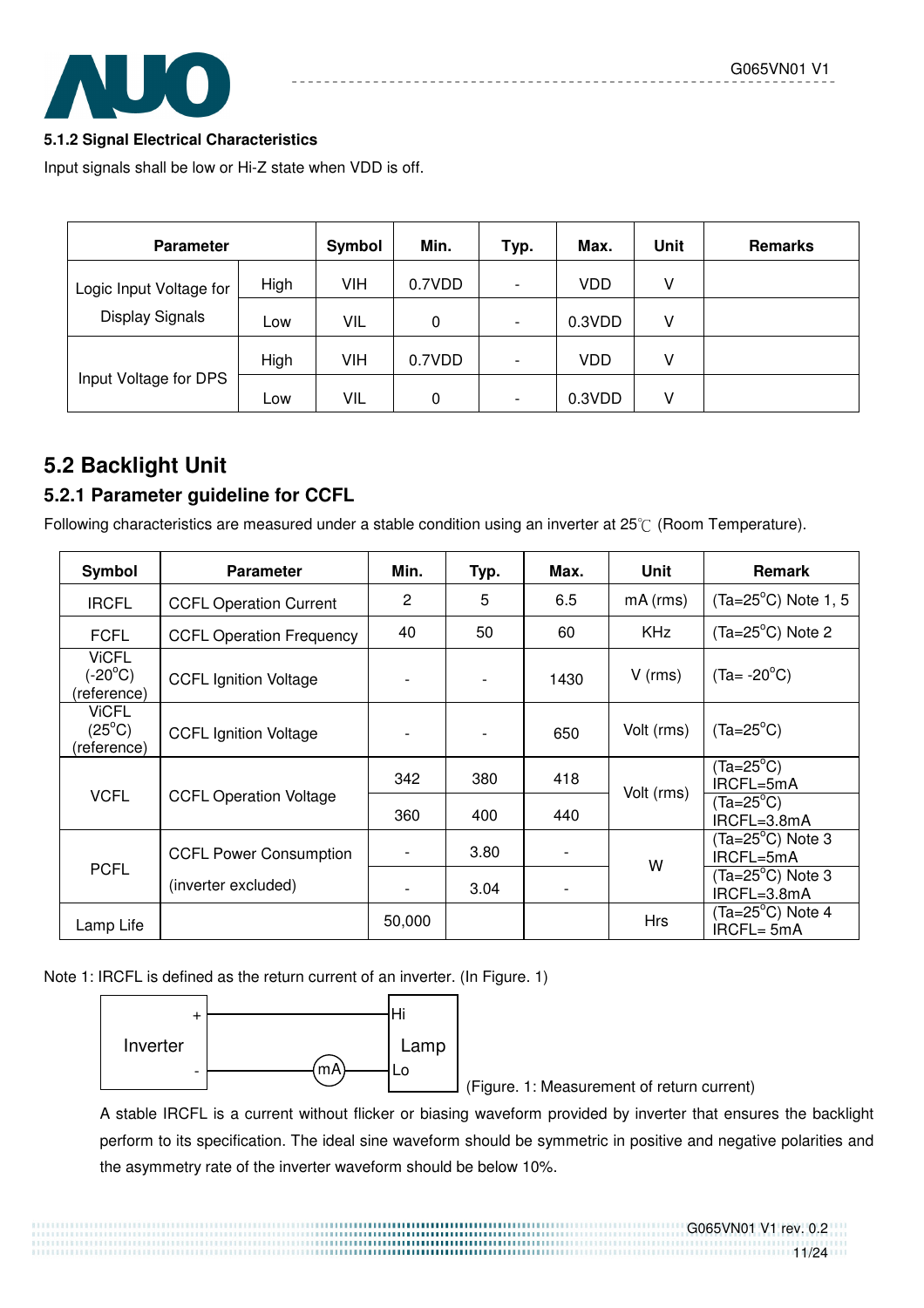#### 5.1.2 Signal Electrical Characteristics

Input signals shall be low or Hi-Z state when VDD is off.

| Parameter | | Symbol | Min. | Typ. | Max. | Unit | Remarks |
|---|---|---|---|---|---|---|---|
| Logic Input Voltage for Display Signals | High | VIH | 0.7VDD | - | VDD | V | |
| | Low | VIL | 0 | - | 0.3VDD | V | |
| Input Voltage for DPS | High | VIH | 0.7VDD | - | VDD | V | |
| | Low | VIL | 0 | - | 0.3VDD | V | |

## 5.2 Backlight Unit

### 5.2.1 Parameter guideline for CCFL

Following characteristics are measured under a stable condition using an inverter at 25℃ (Room Temperature).

| Symbol | Parameter | Min. | Typ. | Max. | Unit | Remark |
|---|---|---|---|---|---|---|
| IRCFL | CCFL Operation Current | 2 | 5 | 6.5 | mA (rms) | (Ta=25°C) Note 1, 5 |
| FCFL | CCFL Operation Frequency | 40 | 50 | 60 | KHz | (Ta=25°C) Note 2 |
| ViCFL (-20°C) (reference) | CCFL Ignition Voltage | - | - | 1430 | V (rms) | (Ta= -20°C) |
| ViCFL (25°C) (reference) | CCFL Ignition Voltage | - | - | 650 | Volt (rms) | (Ta=25°C) |
| VCFL | CCFL Operation Voltage | 342 | 380 | 418 | Volt (rms) | (Ta=25°C) IRCFL=5mA |
| | | 360 | 400 | 440 | | (Ta=25°C) IRCFL=3.8mA |
| PCFL | CCFL Power Consumption (inverter excluded) | - | 3.80 | - | W | (Ta=25°C) Note 3 IRCFL=5mA |
| | | - | 3.04 | - | | (Ta=25°C) Note 3 IRCFL=3.8mA |
| Lamp Life | | 50,000 | | | Hrs | (Ta=25°C) Note 4 IRCFL= 5mA |

Note 1: IRCFL is defined as the return current of an inverter. (In Figure. 1)

(Figure. 1: Measurement of return current)

A stable IRCFL is a current without flicker or biasing waveform provided by inverter that ensures the backlight perform to its specification. The ideal sine waveform should be symmetric in positive and negative polarities and the asymmetry rate of the inverter waveform should be below 10%.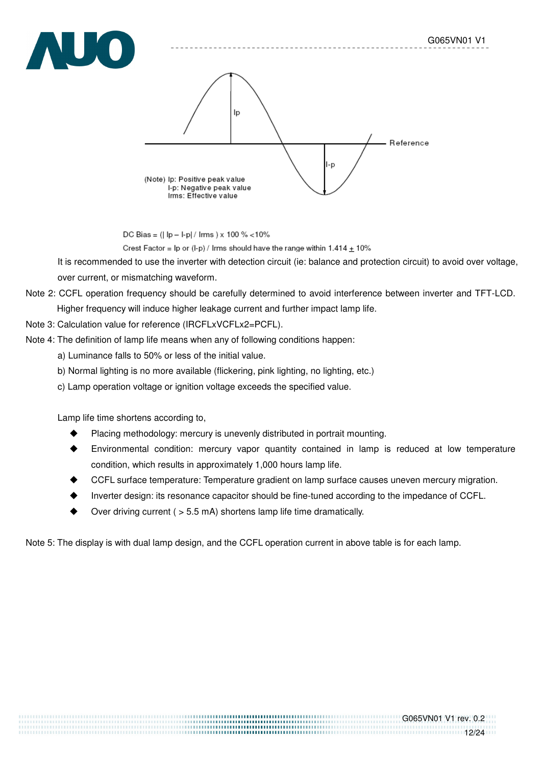(Note) Ip: Positive peak value
I-p: Negative peak value
Irms: Effective value

DC Bias = (| Ip – I-p| / Irms ) x 100 % <10%

Crest Factor = Ip or (I-p) / Irms should have the range within 1.414 ± 10%

It is recommended to use the inverter with detection circuit (ie: balance and protection circuit) to avoid over voltage, over current, or mismatching waveform.

Note 2: CCFL operation frequency should be carefully determined to avoid interference between inverter and TFT-LCD. Higher frequency will induce higher leakage current and further impact lamp life.

Note 3: Calculation value for reference (IRCFLxVCFLx2=PCFL).

Note 4: The definition of lamp life means when any of following conditions happen:

a) Luminance falls to 50% or less of the initial value.

b) Normal lighting is no more available (flickering, pink lighting, no lighting, etc.)

c) Lamp operation voltage or ignition voltage exceeds the specified value.

Lamp life time shortens according to,

- Placing methodology: mercury is unevenly distributed in portrait mounting.
- Environmental condition: mercury vapor quantity contained in lamp is reduced at low temperature condition, which results in approximately 1,000 hours lamp life.
- CCFL surface temperature: Temperature gradient on lamp surface causes uneven mercury migration.
- Inverter design: its resonance capacitor should be fine-tuned according to the impedance of CCFL.
- Over driving current ( > 5.5 mA) shortens lamp life time dramatically.

Note 5: The display is with dual lamp design, and the CCFL operation current in above table is for each lamp.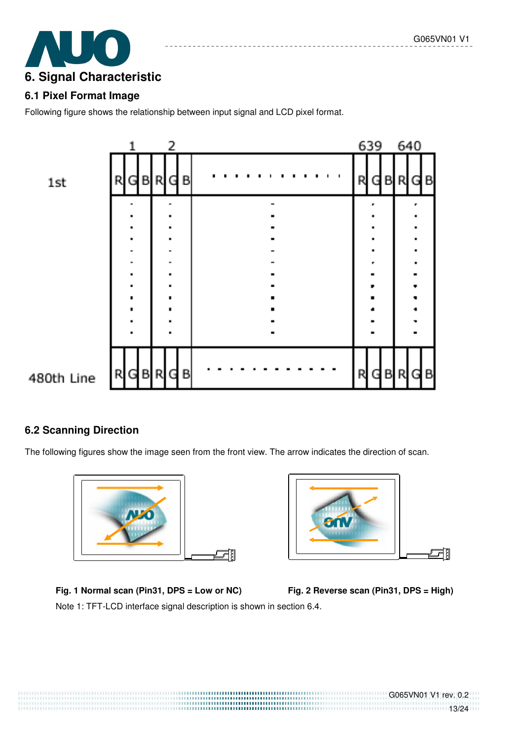# 6. Signal Characteristic

## 6.1 Pixel Format Image

Following figure shows the relationship between input signal and LCD pixel format.

|  | 1 | | | 2 | | | | 639 | | | 640 | | |
|---|---|---|---|---|---|---|---|---|---|---|---|---|---|
| 1st | R | G | B | R | G | B | . . . . . . . . . . . . | R | G | B | R | G | B |
| | . | | | . | | | . | . | | | . | | |
| 480th Line | R | G | B | R | G | B | . . . . . . . . . . . . | R | G | B | R | G | B |

## 6.2 Scanning Direction

The following figures show the image seen from the front view. The arrow indicates the direction of scan.

**Fig. 1 Normal scan (Pin31, DPS = Low or NC)**

**Fig. 2 Reverse scan (Pin31, DPS = High)**

Note 1: TFT-LCD interface signal description is shown in section 6.4.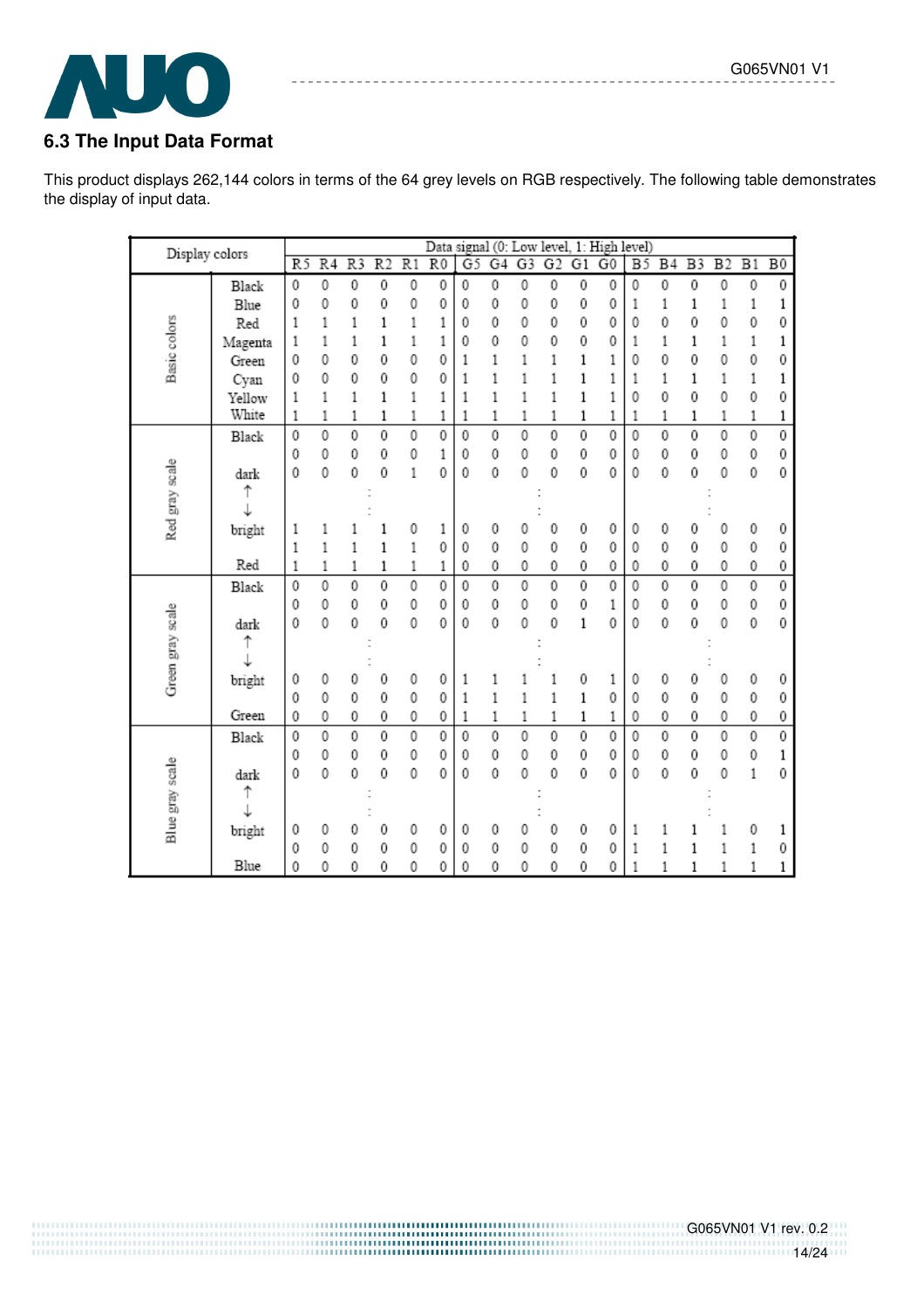## 6.3 The Input Data Format

This product displays 262,144 colors in terms of the 64 grey levels on RGB respectively. The following table demonstrates the display of input data.

| Display colors | | Data signal (0: Low level, 1: High level) | | | | | | | | | | | | | | | | | |
|---|---|---|---|---|---|---|---|---|---|---|---|---|---|---|---|---|---|---|---|
| | | R5 | R4 | R3 | R2 | R1 | R0 | G5 | G4 | G3 | G2 | G1 | G0 | B5 | B4 | B3 | B2 | B1 | B0 |
| Basic colors | Black | 0 | 0 | 0 | 0 | 0 | 0 | 0 | 0 | 0 | 0 | 0 | 0 | 0 | 0 | 0 | 0 | 0 | 0 |
| | Blue | 0 | 0 | 0 | 0 | 0 | 0 | 0 | 0 | 0 | 0 | 0 | 0 | 1 | 1 | 1 | 1 | 1 | 1 |
| | Red | 1 | 1 | 1 | 1 | 1 | 1 | 0 | 0 | 0 | 0 | 0 | 0 | 0 | 0 | 0 | 0 | 0 | 0 |
| | Magenta | 1 | 1 | 1 | 1 | 1 | 1 | 0 | 0 | 0 | 0 | 0 | 0 | 1 | 1 | 1 | 1 | 1 | 1 |
| | Green | 0 | 0 | 0 | 0 | 0 | 0 | 1 | 1 | 1 | 1 | 1 | 1 | 0 | 0 | 0 | 0 | 0 | 0 |
| | Cyan | 0 | 0 | 0 | 0 | 0 | 0 | 1 | 1 | 1 | 1 | 1 | 1 | 1 | 1 | 1 | 1 | 1 | 1 |
| | Yellow | 1 | 1 | 1 | 1 | 1 | 1 | 1 | 1 | 1 | 1 | 1 | 1 | 0 | 0 | 0 | 0 | 0 | 0 |
| | White | 1 | 1 | 1 | 1 | 1 | 1 | 1 | 1 | 1 | 1 | 1 | 1 | 1 | 1 | 1 | 1 | 1 | 1 |
| Red gray scale | Black | 0 | 0 | 0 | 0 | 0 | 0 | 0 | 0 | 0 | 0 | 0 | 0 | 0 | 0 | 0 | 0 | 0 | 0 |
| | | 0 | 0 | 0 | 0 | 0 | 1 | 0 | 0 | 0 | 0 | 0 | 0 | 0 | 0 | 0 | 0 | 0 | 0 |
| | dark | 0 | 0 | 0 | 0 | 1 | 0 | 0 | 0 | 0 | 0 | 0 | 0 | 0 | 0 | 0 | 0 | 0 | 0 |
| | ↑<br>↓ | | | : | | | | | | : | | | | | | : | | | |
| | bright | 1 | 1 | 1 | 1 | 0 | 1 | 0 | 0 | 0 | 0 | 0 | 0 | 0 | 0 | 0 | 0 | 0 | 0 |
| | | 1 | 1 | 1 | 1 | 1 | 0 | 0 | 0 | 0 | 0 | 0 | 0 | 0 | 0 | 0 | 0 | 0 | 0 |
| | Red | 1 | 1 | 1 | 1 | 1 | 1 | 0 | 0 | 0 | 0 | 0 | 0 | 0 | 0 | 0 | 0 | 0 | 0 |
| Green gray scale | Black | 0 | 0 | 0 | 0 | 0 | 0 | 0 | 0 | 0 | 0 | 0 | 0 | 0 | 0 | 0 | 0 | 0 | 0 |
| | | 0 | 0 | 0 | 0 | 0 | 0 | 0 | 0 | 0 | 0 | 0 | 1 | 0 | 0 | 0 | 0 | 0 | 0 |
| | dark | 0 | 0 | 0 | 0 | 0 | 0 | 0 | 0 | 0 | 0 | 1 | 0 | 0 | 0 | 0 | 0 | 0 | 0 |
| | ↑<br>↓ | | | : | | | | | | : | | | | | | : | | | |
| | bright | 0 | 0 | 0 | 0 | 0 | 0 | 1 | 1 | 1 | 1 | 0 | 1 | 0 | 0 | 0 | 0 | 0 | 0 |
| | | 0 | 0 | 0 | 0 | 0 | 0 | 1 | 1 | 1 | 1 | 1 | 0 | 0 | 0 | 0 | 0 | 0 | 0 |
| | Green | 0 | 0 | 0 | 0 | 0 | 0 | 1 | 1 | 1 | 1 | 1 | 1 | 0 | 0 | 0 | 0 | 0 | 0 |
| Blue gray scale | Black | 0 | 0 | 0 | 0 | 0 | 0 | 0 | 0 | 0 | 0 | 0 | 0 | 0 | 0 | 0 | 0 | 0 | 0 |
| | | 0 | 0 | 0 | 0 | 0 | 0 | 0 | 0 | 0 | 0 | 0 | 0 | 0 | 0 | 0 | 0 | 0 | 1 |
| | dark | 0 | 0 | 0 | 0 | 0 | 0 | 0 | 0 | 0 | 0 | 0 | 0 | 0 | 0 | 0 | 0 | 1 | 0 |
| | ↑<br>↓ | | | : | | | | | | : | | | | | | : | | | |
| | bright | 0 | 0 | 0 | 0 | 0 | 0 | 0 | 0 | 0 | 0 | 0 | 0 | 1 | 1 | 1 | 1 | 0 | 1 |
| | | 0 | 0 | 0 | 0 | 0 | 0 | 0 | 0 | 0 | 0 | 0 | 0 | 1 | 1 | 1 | 1 | 1 | 0 |
| | Blue | 0 | 0 | 0 | 0 | 0 | 0 | 0 | 0 | 0 | 0 | 0 | 0 | 1 | 1 | 1 | 1 | 1 | 1 |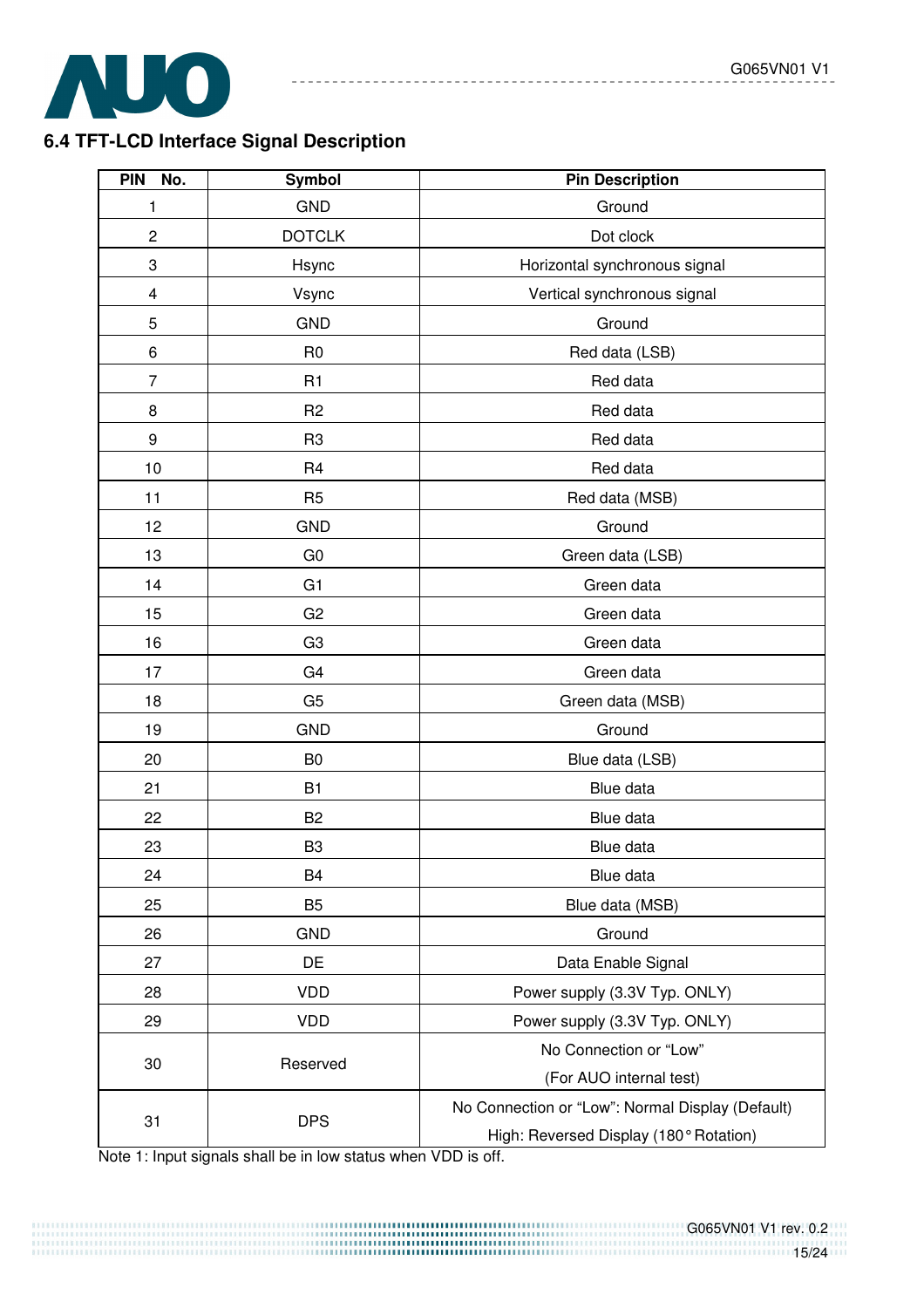## 6.4 TFT-LCD Interface Signal Description

| PIN No. | Symbol | Pin Description |
|---|---|---|
| 1 | GND | Ground |
| 2 | DOTCLK | Dot clock |
| 3 | Hsync | Horizontal synchronous signal |
| 4 | Vsync | Vertical synchronous signal |
| 5 | GND | Ground |
| 6 | R0 | Red data (LSB) |
| 7 | R1 | Red data |
| 8 | R2 | Red data |
| 9 | R3 | Red data |
| 10 | R4 | Red data |
| 11 | R5 | Red data (MSB) |
| 12 | GND | Ground |
| 13 | G0 | Green data (LSB) |
| 14 | G1 | Green data |
| 15 | G2 | Green data |
| 16 | G3 | Green data |
| 17 | G4 | Green data |
| 18 | G5 | Green data (MSB) |
| 19 | GND | Ground |
| 20 | B0 | Blue data (LSB) |
| 21 | B1 | Blue data |
| 22 | B2 | Blue data |
| 23 | B3 | Blue data |
| 24 | B4 | Blue data |
| 25 | B5 | Blue data (MSB) |
| 26 | GND | Ground |
| 27 | DE | Data Enable Signal |
| 28 | VDD | Power supply (3.3V Typ. ONLY) |
| 29 | VDD | Power supply (3.3V Typ. ONLY) |
| 30 | Reserved | No Connection or "Low" (For AUO internal test) |
| 31 | DPS | No Connection or "Low": Normal Display (Default) High: Reversed Display (180° Rotation) |

Note 1: Input signals shall be in low status when VDD is off.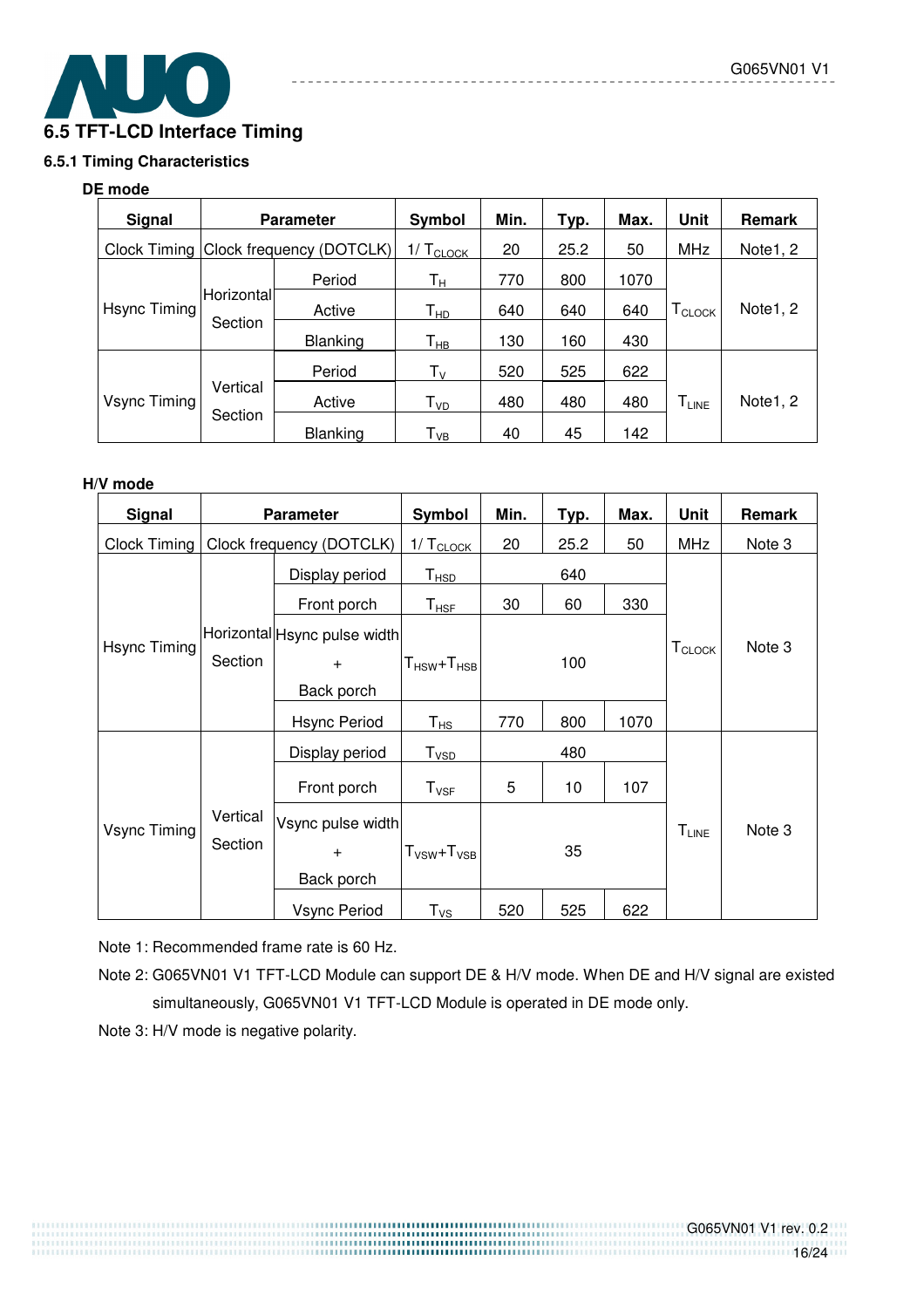## 6.5 TFT-LCD Interface Timing

### 6.5.1 Timing Characteristics

**DE mode**

| Signal | Parameter | | Symbol | Min. | Typ. | Max. | Unit | Remark |
|---|---|---|---|---|---|---|---|---|
| Clock Timing | Clock frequency (DOTCLK) | | $1/T_{CLOCK}$ | 20 | 25.2 | 50 | MHz | Note1, 2 |
| Hsync Timing | Horizontal Section | Period | $T_H$ | 770 | 800 | 1070 | $T_{CLOCK}$ | Note1, 2 |
| | | Active | $T_{HD}$ | 640 | 640 | 640 | | |
| | | Blanking | $T_{HB}$ | 130 | 160 | 430 | | |
| Vsync Timing | Vertical Section | Period | $T_V$ | 520 | 525 | 622 | $T_{LINE}$ | Note1, 2 |
| | | Active | $T_{VD}$ | 480 | 480 | 480 | | |
| | | Blanking | $T_{VB}$ | 40 | 45 | 142 | | |

**H/V mode**

| Signal | Parameter | | Symbol | Min. | Typ. | Max. | Unit | Remark |
|---|---|---|---|---|---|---|---|---|
| Clock Timing | Clock frequency (DOTCLK) | | $1/T_{CLOCK}$ | 20 | 25.2 | 50 | MHz | Note 3 |
| Hsync Timing | Horizontal Section | Display period | $T_{HSD}$ | | 640 | | $T_{CLOCK}$ | Note 3 |
| | | Front porch | $T_{HSF}$ | 30 | 60 | 330 | | |
| | | Hsync pulse width + Back porch | $T_{HSW}+T_{HSB}$ | | 100 | | | |
| | | Hsync Period | $T_{HS}$ | 770 | 800 | 1070 | | |
| Vsync Timing | Vertical Section | Display period | $T_{VSD}$ | | 480 | | $T_{LINE}$ | Note 3 |
| | | Front porch | $T_{VSF}$ | 5 | 10 | 107 | | |
| | | Vsync pulse width + Back porch | $T_{VSW}+T_{VSB}$ | | 35 | | | |
| | | Vsync Period | $T_{VS}$ | 520 | 525 | 622 | | |

Note 1: Recommended frame rate is 60 Hz.

Note 2: G065VN01 V1 TFT-LCD Module can support DE & H/V mode. When DE and H/V signal are existed simultaneously, G065VN01 V1 TFT-LCD Module is operated in DE mode only.

Note 3: H/V mode is negative polarity.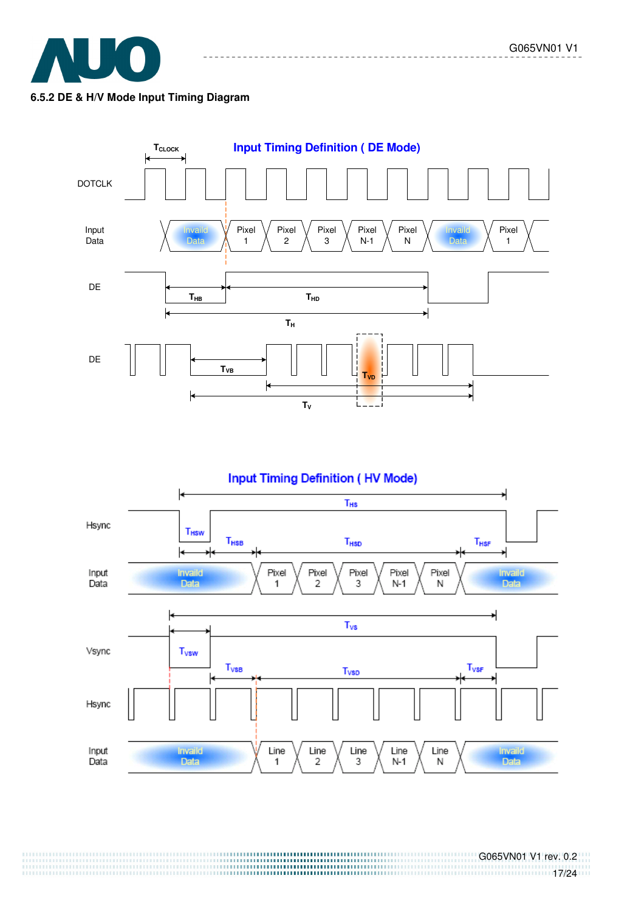### 6.5.2 DE & H/V Mode Input Timing Diagram

**Input Timing Definition ( DE Mode)**

$T_{CLOCK}$

DOTCLK

Input Data: Invaild Data | Pixel 1 | Pixel 2 | Pixel 3 | Pixel N-1 | Pixel N | Invaild Data | Pixel 1

DE: $T_{HB}$, $T_{HD}$, $T_H$

DE: $T_{VB}$, $T_{VD}$, $T_V$

**Input Timing Definition ( HV Mode)**

Hsync: $T_{HS}$, $T_{HSW}$, $T_{HSB}$, $T_{HSD}$, $T_{HSF}$

Input Data: Invaild Data | Pixel 1 | Pixel 2 | Pixel 3 | Pixel N-1 | Pixel N | Invaild Data

Vsync: $T_{VS}$, $T_{VSW}$, $T_{VSB}$, $T_{VSD}$, $T_{VSF}$

Hsync

Input Data: Invaild Data | Line 1 | Line 2 | Line 3 | Line N-1 | Line N | Invaild Data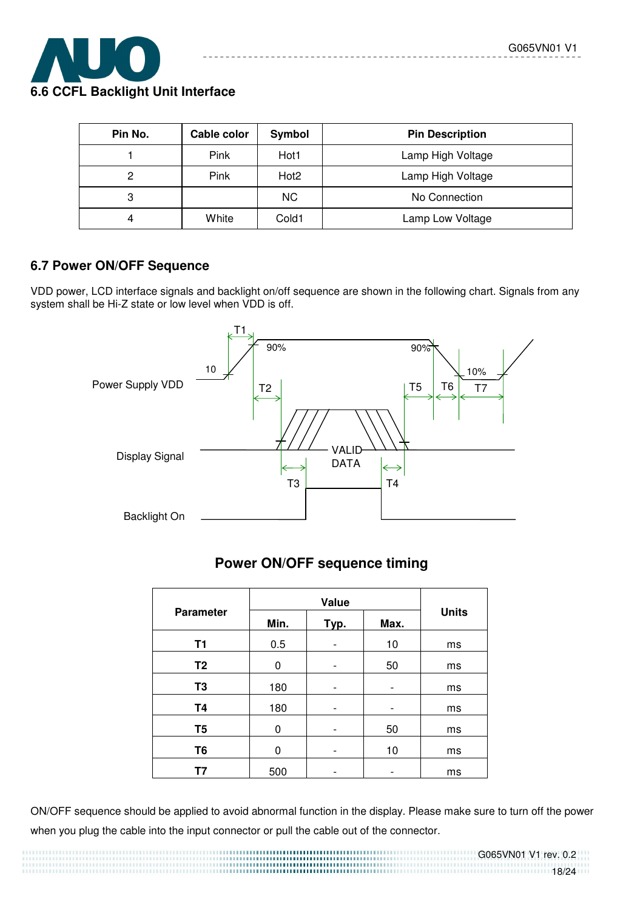## 6.6 CCFL Backlight Unit Interface

| Pin No. | Cable color | Symbol | Pin Description |
|---|---|---|---|
| 1 | Pink | Hot1 | Lamp High Voltage |
| 2 | Pink | Hot2 | Lamp High Voltage |
| 3 | | NC | No Connection |
| 4 | White | Cold1 | Lamp Low Voltage |

## 6.7 Power ON/OFF Sequence

VDD power, LCD interface signals and backlight on/off sequence are shown in the following chart. Signals from any system shall be Hi-Z state or low level when VDD is off.

Power Supply VDD

Display Signal

Backlight On

T1 T2 T3 T4 T5 T6 T7 90% 10 90% 10% VALID DATA

### Power ON/OFF sequence timing

| Parameter | Value | | | Units |
|---|---|---|---|---|
| | Min. | Typ. | Max. | |
| **T1** | 0.5 | - | 10 | ms |
| **T2** | 0 | - | 50 | ms |
| **T3** | 180 | - | - | ms |
| **T4** | 180 | - | - | ms |
| **T5** | 0 | - | 50 | ms |
| **T6** | 0 | - | 10 | ms |
| **T7** | 500 | - | - | ms |

ON/OFF sequence should be applied to avoid abnormal function in the display. Please make sure to turn off the power when you plug the cable into the input connector or pull the cable out of the connector.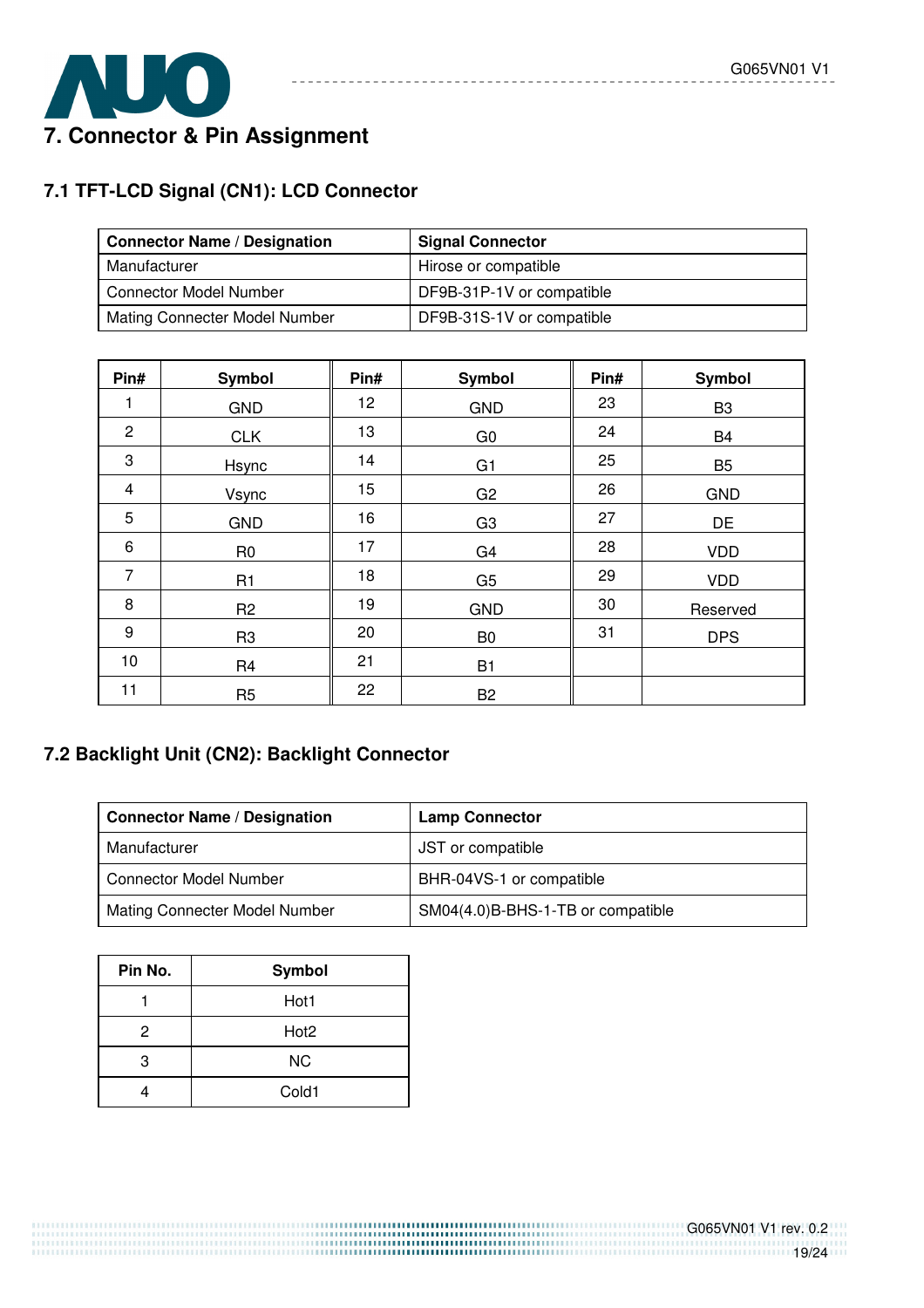# 7. Connector & Pin Assignment

## 7.1 TFT-LCD Signal (CN1): LCD Connector

| Connector Name / Designation | Signal Connector |
|---|---|
| Manufacturer | Hirose or compatible |
| Connector Model Number | DF9B-31P-1V or compatible |
| Mating Connecter Model Number | DF9B-31S-1V or compatible |

| Pin# | Symbol | Pin# | Symbol | Pin# | Symbol |
|---|---|---|---|---|---|
| 1 | GND | 12 | GND | 23 | B3 |
| 2 | CLK | 13 | G0 | 24 | B4 |
| 3 | Hsync | 14 | G1 | 25 | B5 |
| 4 | Vsync | 15 | G2 | 26 | GND |
| 5 | GND | 16 | G3 | 27 | DE |
| 6 | R0 | 17 | G4 | 28 | VDD |
| 7 | R1 | 18 | G5 | 29 | VDD |
| 8 | R2 | 19 | GND | 30 | Reserved |
| 9 | R3 | 20 | B0 | 31 | DPS |
| 10 | R4 | 21 | B1 | | |
| 11 | R5 | 22 | B2 | | |

## 7.2 Backlight Unit (CN2): Backlight Connector

| Connector Name / Designation | Lamp Connector |
|---|---|
| Manufacturer | JST or compatible |
| Connector Model Number | BHR-04VS-1 or compatible |
| Mating Connecter Model Number | SM04(4.0)B-BHS-1-TB or compatible |

| Pin No. | Symbol |
|---|---|
| 1 | Hot1 |
| 2 | Hot2 |
| 3 | NC |
| 4 | Cold1 |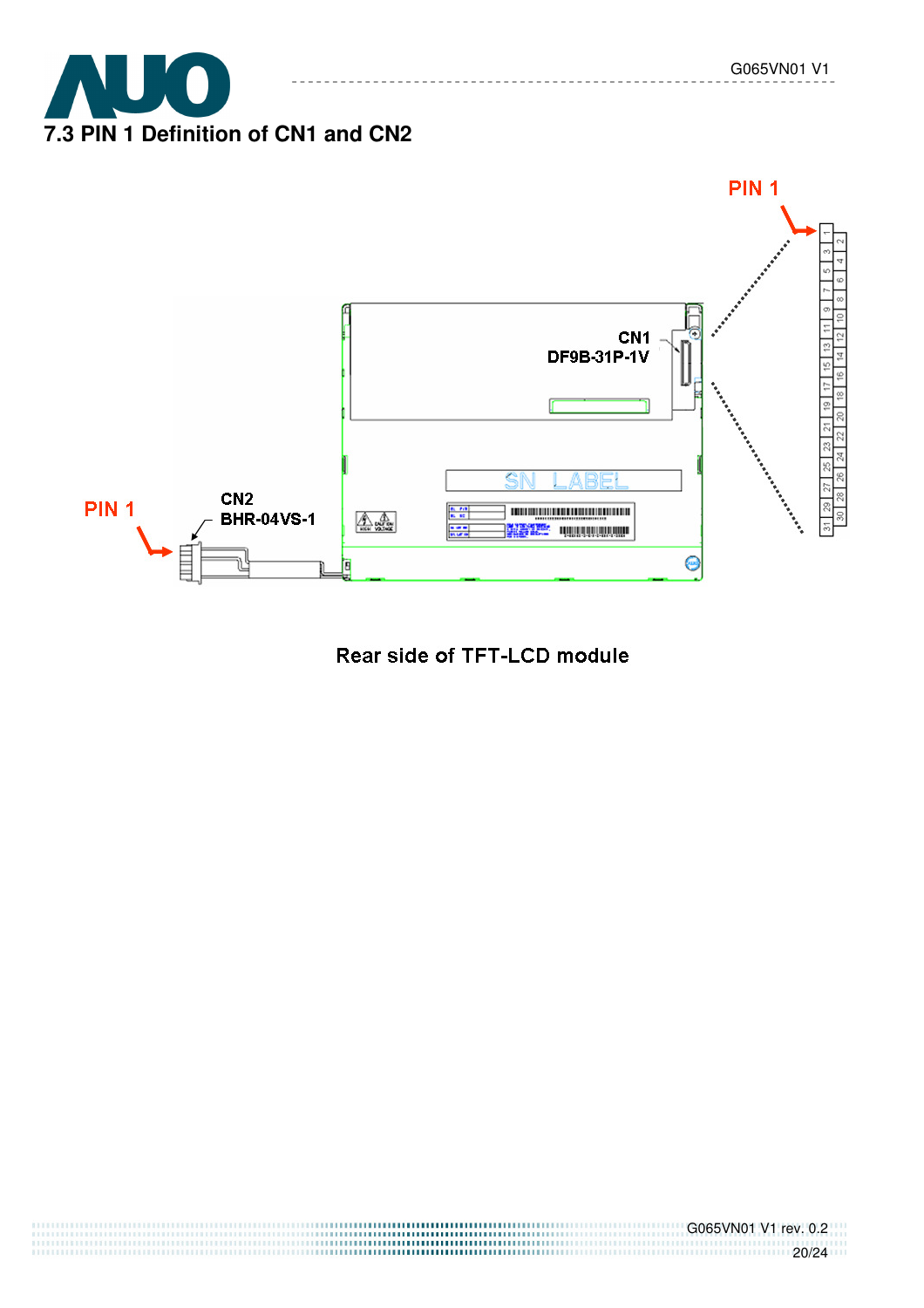## 7.3 PIN 1 Definition of CN1 and CN2

PIN 1

CN1
DF9B-31P-1V

CN2
BHR-04VS-1

PIN 1

Rear side of TFT-LCD module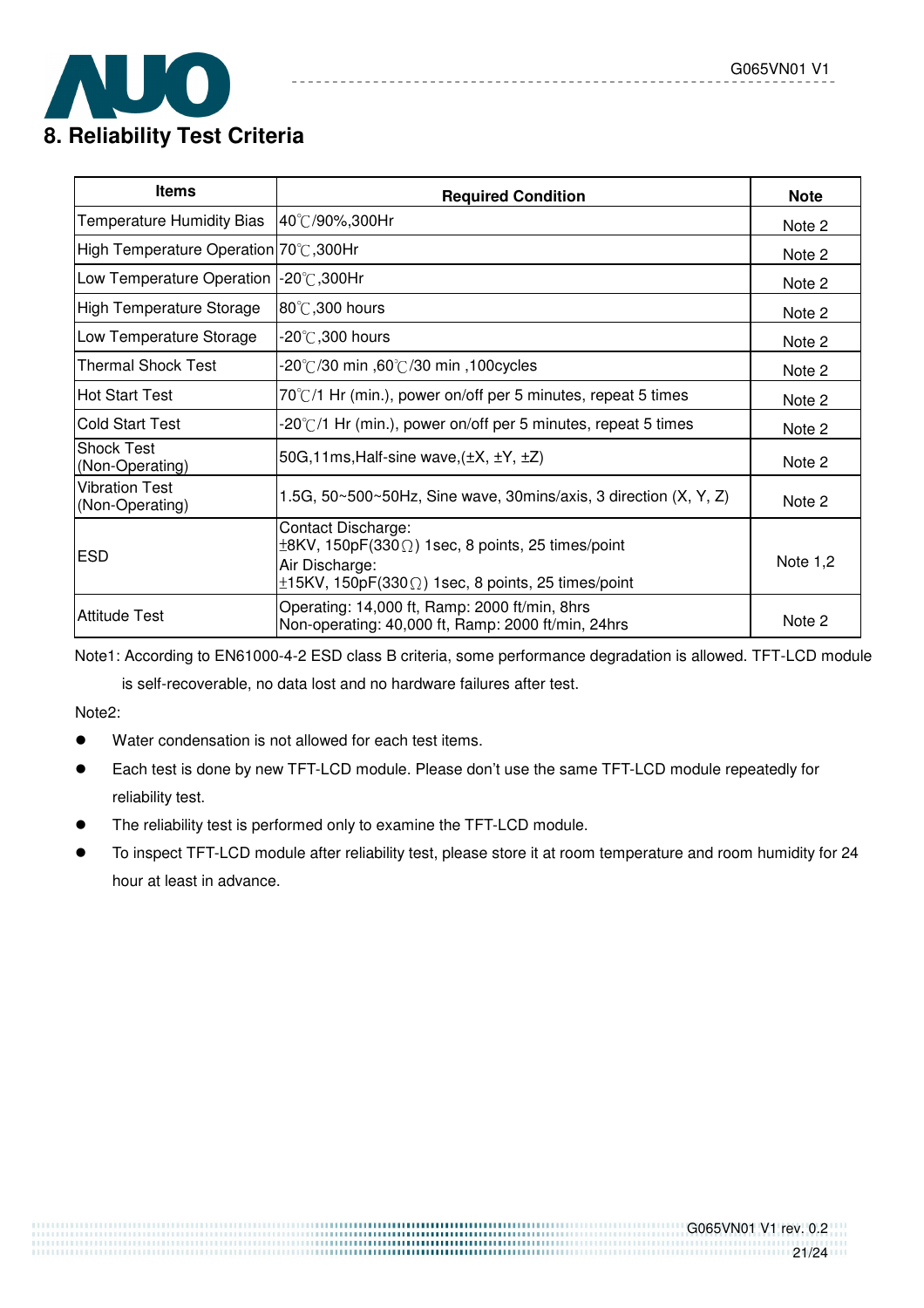## 8. Reliability Test Criteria

| Items | Required Condition | Note |
|---|---|---|
| Temperature Humidity Bias | 40℃/90%,300Hr | Note 2 |
| High Temperature Operation | 70℃,300Hr | Note 2 |
| Low Temperature Operation | -20℃,300Hr | Note 2 |
| High Temperature Storage | 80℃,300 hours | Note 2 |
| Low Temperature Storage | -20℃,300 hours | Note 2 |
| Thermal Shock Test | -20℃/30 min ,60℃/30 min ,100cycles | Note 2 |
| Hot Start Test | 70℃/1 Hr (min.), power on/off per 5 minutes, repeat 5 times | Note 2 |
| Cold Start Test | -20℃/1 Hr (min.), power on/off per 5 minutes, repeat 5 times | Note 2 |
| Shock Test (Non-Operating) | 50G,11ms,Half-sine wave,(±X, ±Y, ±Z) | Note 2 |
| Vibration Test (Non-Operating) | 1.5G, 50~500~50Hz, Sine wave, 30mins/axis, 3 direction (X, Y, Z) | Note 2 |
| ESD | Contact Discharge:<br>±8KV, 150pF(330Ω) 1sec, 8 points, 25 times/point<br>Air Discharge:<br>±15KV, 150pF(330Ω) 1sec, 8 points, 25 times/point | Note 1,2 |
| Attitude Test | Operating: 14,000 ft, Ramp: 2000 ft/min, 8hrs<br>Non-operating: 40,000 ft, Ramp: 2000 ft/min, 24hrs | Note 2 |

Note1: According to EN61000-4-2 ESD class B criteria, some performance degradation is allowed. TFT-LCD module is self-recoverable, no data lost and no hardware failures after test.

Note2:

- Water condensation is not allowed for each test items.
- Each test is done by new TFT-LCD module. Please don't use the same TFT-LCD module repeatedly for reliability test.
- The reliability test is performed only to examine the TFT-LCD module.
- To inspect TFT-LCD module after reliability test, please store it at room temperature and room humidity for 24 hour at least in advance.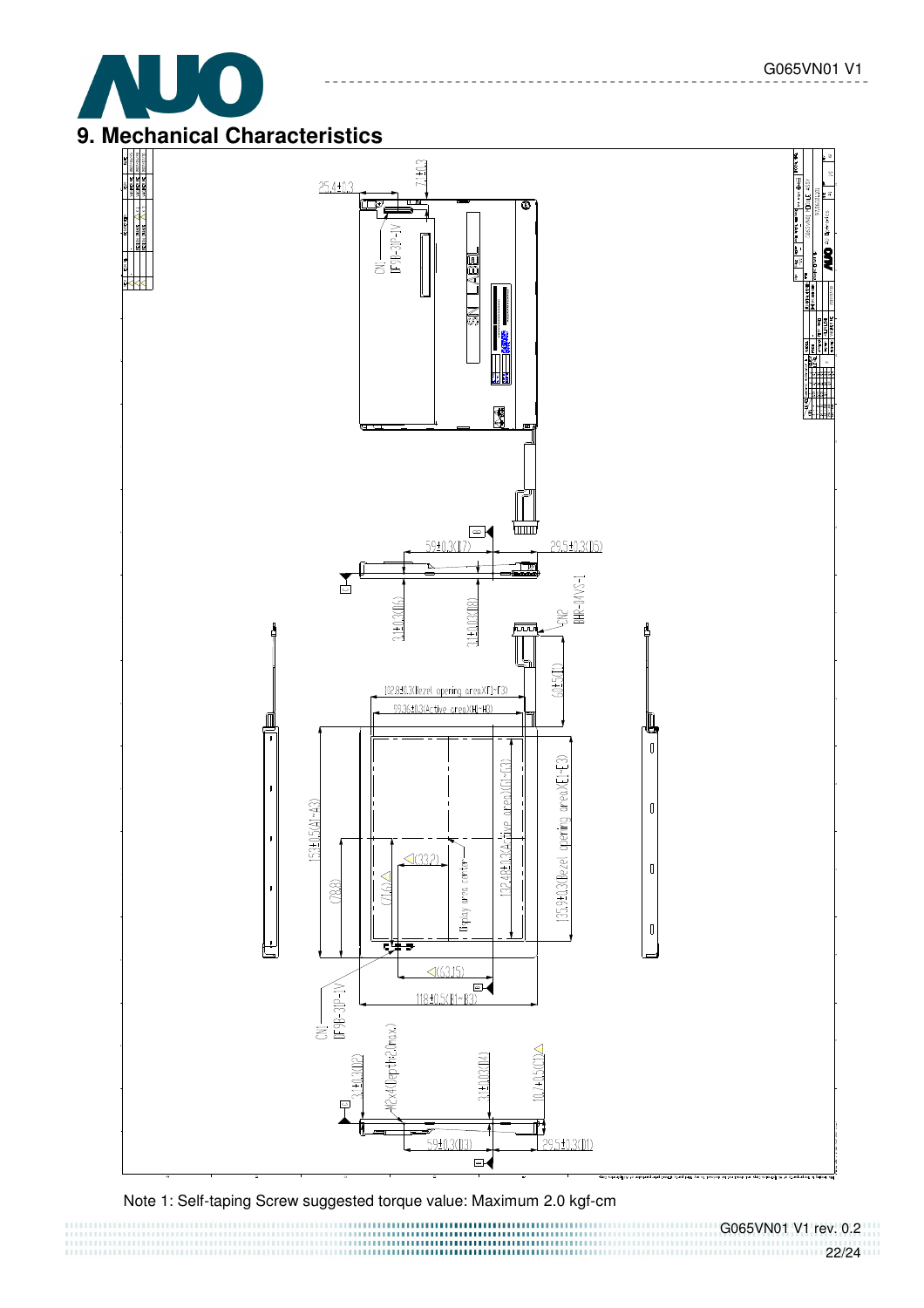# 9. Mechanical Characteristics

Note 1: Self-taping Screw suggested torque value: Maximum 2.0 kgf-cm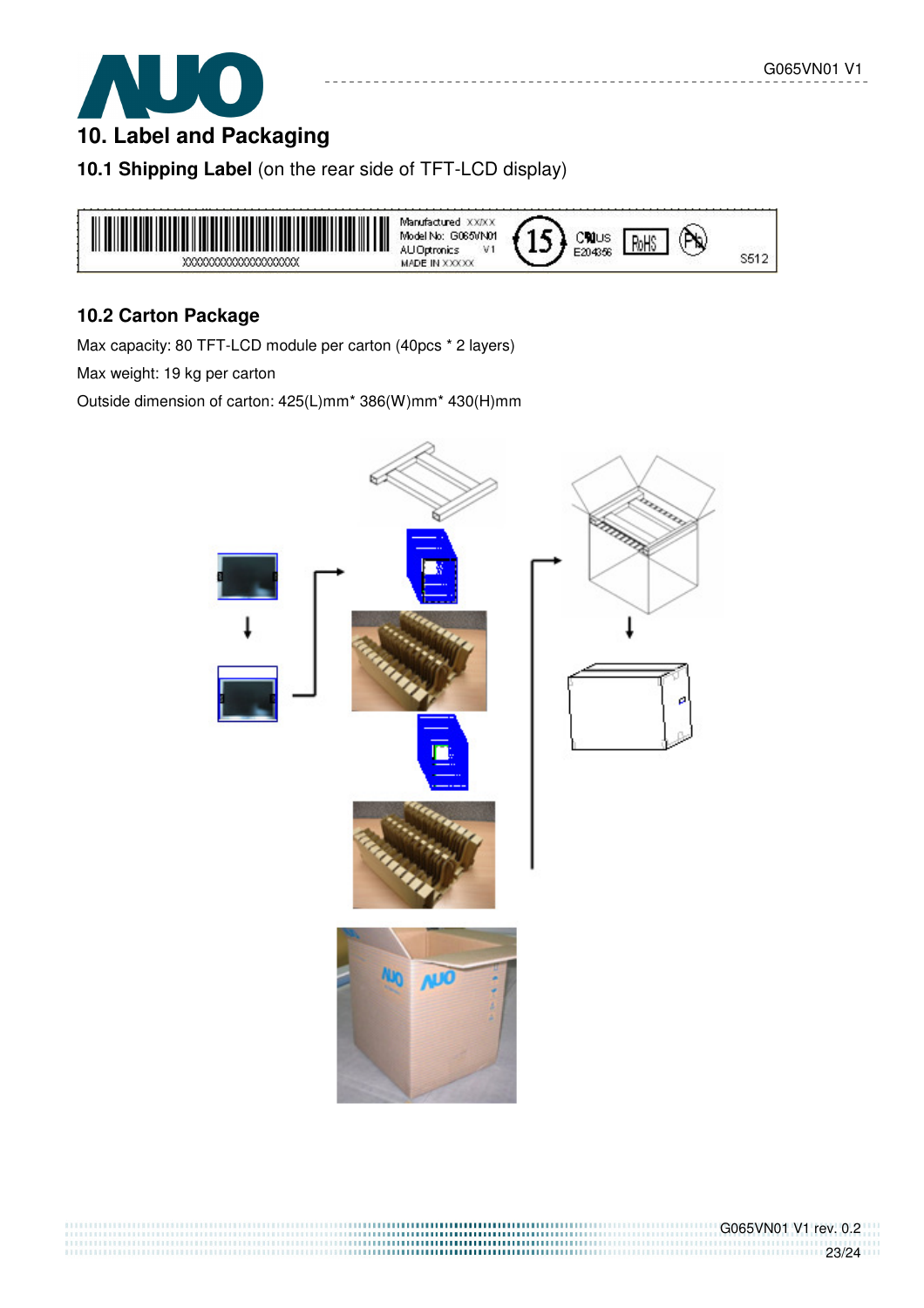# 10. Label and Packaging

## 10.1 Shipping Label (on the rear side of TFT-LCD display)

## 10.2 Carton Package

Max capacity: 80 TFT-LCD module per carton (40pcs * 2 layers)

Max weight: 19 kg per carton

Outside dimension of carton: 425(L)mm* 386(W)mm* 430(H)mm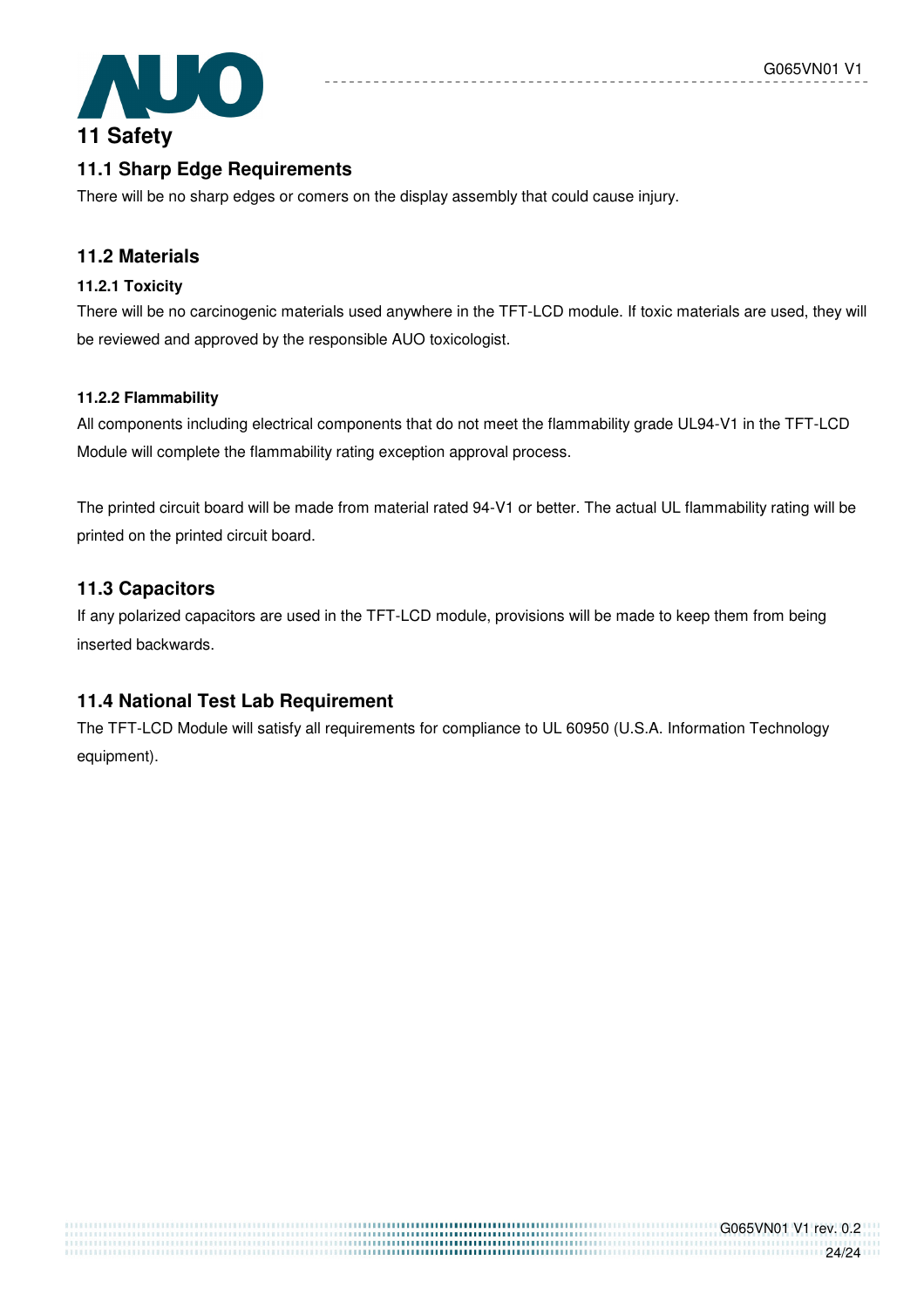# 11 Safety

## 11.1 Sharp Edge Requirements

There will be no sharp edges or comers on the display assembly that could cause injury.

## 11.2 Materials

### 11.2.1 Toxicity

There will be no carcinogenic materials used anywhere in the TFT-LCD module. If toxic materials are used, they will be reviewed and approved by the responsible AUO toxicologist.

### 11.2.2 Flammability

All components including electrical components that do not meet the flammability grade UL94-V1 in the TFT-LCD Module will complete the flammability rating exception approval process.

The printed circuit board will be made from material rated 94-V1 or better. The actual UL flammability rating will be printed on the printed circuit board.

## 11.3 Capacitors

If any polarized capacitors are used in the TFT-LCD module, provisions will be made to keep them from being inserted backwards.

## 11.4 National Test Lab Requirement

The TFT-LCD Module will satisfy all requirements for compliance to UL 60950 (U.S.A. Information Technology equipment).